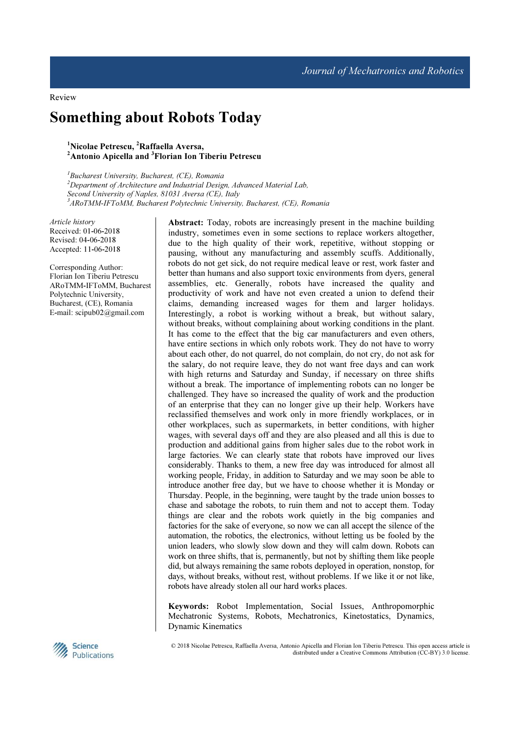Review

# Something about Robots Today

[1]Nicolae Petrescu, [2]Raffaella Aversa,
[2]Antonio Apicella and [3]Florian Ion Tiberiu Petrescu

*[1]Bucharest University, Bucharest, (CE), Romania*
*[2]Department of Architecture and Industrial Design, Advanced Material Lab, Second University of Naples, 81031 Aversa (CE), Italy*
*[3]ARoTMM-IFToMM, Bucharest Polytechnic University, Bucharest, (CE), Romania*

*Article history*
Received: 01-06-2018
Revised: 04-06-2018
Accepted: 11-06-2018

Corresponding Author:
Florian Ion Tiberiu Petrescu
ARoTMM-IFToMM, Bucharest Polytechnic University, Bucharest, (CE), Romania
E-mail: scipub02@gmail.com

**Abstract:** Today, robots are increasingly present in the machine building industry, sometimes even in some sections to replace workers altogether, due to the high quality of their work, repetitive, without stopping or pausing, without any manufacturing and assembly scuffs. Additionally, robots do not get sick, do not require medical leave or rest, work faster and better than humans and also support toxic environments from dyers, general assemblies, etc. Generally, robots have increased the quality and productivity of work and have not even created a union to defend their claims, demanding increased wages for them and larger holidays. Interestingly, a robot is working without a break, but without salary, without breaks, without complaining about working conditions in the plant. It has come to the effect that the big car manufacturers and even others, have entire sections in which only robots work. They do not have to worry about each other, do not quarrel, do not complain, do not cry, do not ask for the salary, do not require leave, they do not want free days and can work with high returns and Saturday and Sunday, if necessary on three shifts without a break. The importance of implementing robots can no longer be challenged. They have so increased the quality of work and the production of an enterprise that they can no longer give up their help. Workers have reclassified themselves and work only in more friendly workplaces, or in other workplaces, such as supermarkets, in better conditions, with higher wages, with several days off and they are also pleased and all this is due to production and additional gains from higher sales due to the robot work in large factories. We can clearly state that robots have improved our lives considerably. Thanks to them, a new free day was introduced for almost all working people, Friday, in addition to Saturday and we may soon be able to introduce another free day, but we have to choose whether it is Monday or Thursday. People, in the beginning, were taught by the trade union bosses to chase and sabotage the robots, to ruin them and not to accept them. Today things are clear and the robots work quietly in the big companies and factories for the sake of everyone, so now we can all accept the silence of the automation, the robotics, the electronics, without letting us be fooled by the union leaders, who slowly slow down and they will calm down. Robots can work on three shifts, that is, permanently, but not by shifting them like people did, but always remaining the same robots deployed in operation, nonstop, for days, without breaks, without rest, without problems. If we like it or not like, robots have already stolen all our hard works places.

**Keywords:** Robot Implementation, Social Issues, Anthropomorphic Mechatronic Systems, Robots, Mechatronics, Kinetostatics, Dynamics, Dynamic Kinematics

© 2018 Nicolae Petrescu, Raffaella Aversa, Antonio Apicella and Florian Ion Tiberiu Petrescu. This open access article is distributed under a Creative Commons Attribution (CC-BY) 3.0 license.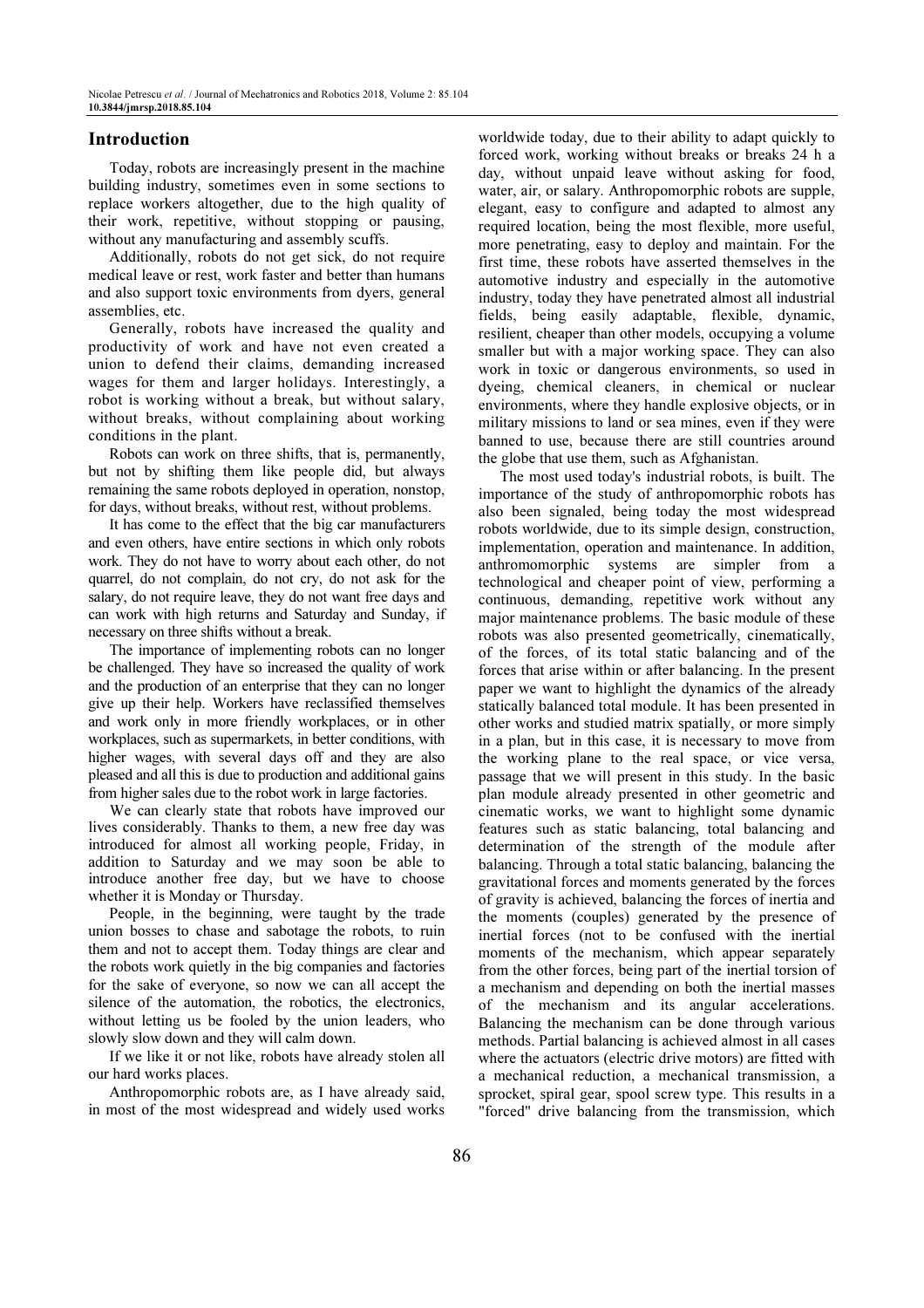## Introduction

Today, robots are increasingly present in the machine building industry, sometimes even in some sections to replace workers altogether, due to the high quality of their work, repetitive, without stopping or pausing, without any manufacturing and assembly scuffs.

Additionally, robots do not get sick, do not require medical leave or rest, work faster and better than humans and also support toxic environments from dyers, general assemblies, etc.

Generally, robots have increased the quality and productivity of work and have not even created a union to defend their claims, demanding increased wages for them and larger holidays. Interestingly, a robot is working without a break, but without salary, without breaks, without complaining about working conditions in the plant.

Robots can work on three shifts, that is, permanently, but not by shifting them like people did, but always remaining the same robots deployed in operation, nonstop, for days, without breaks, without rest, without problems.

It has come to the effect that the big car manufacturers and even others, have entire sections in which only robots work. They do not have to worry about each other, do not quarrel, do not complain, do not cry, do not ask for the salary, do not require leave, they do not want free days and can work with high returns and Saturday and Sunday, if necessary on three shifts without a break.

The importance of implementing robots can no longer be challenged. They have so increased the quality of work and the production of an enterprise that they can no longer give up their help. Workers have reclassified themselves and work only in more friendly workplaces, or in other workplaces, such as supermarkets, in better conditions, with higher wages, with several days off and they are also pleased and all this is due to production and additional gains from higher sales due to the robot work in large factories.

We can clearly state that robots have improved our lives considerably. Thanks to them, a new free day was introduced for almost all working people, Friday, in addition to Saturday and we may soon be able to introduce another free day, but we have to choose whether it is Monday or Thursday.

People, in the beginning, were taught by the trade union bosses to chase and sabotage the robots, to ruin them and not to accept them. Today things are clear and the robots work quietly in the big companies and factories for the sake of everyone, so now we can all accept the silence of the automation, the robotics, the electronics, without letting us be fooled by the union leaders, who slowly slow down and they will calm down.

If we like it or not like, robots have already stolen all our hard works places.

Anthropomorphic robots are, as I have already said, in most of the most widespread and widely used works worldwide today, due to their ability to adapt quickly to forced work, working without breaks or breaks 24 h a day, without unpaid leave without asking for food, water, air, or salary. Anthropomorphic robots are supple, elegant, easy to configure and adapted to almost any required location, being the most flexible, more useful, more penetrating, easy to deploy and maintain. For the first time, these robots have asserted themselves in the automotive industry and especially in the automotive industry, today they have penetrated almost all industrial fields, being easily adaptable, flexible, dynamic, resilient, cheaper than other models, occupying a volume smaller but with a major working space. They can also work in toxic or dangerous environments, so used in dyeing, chemical cleaners, in chemical or nuclear environments, where they handle explosive objects, or in military missions to land or sea mines, even if they were banned to use, because there are still countries around the globe that use them, such as Afghanistan.

The most used today's industrial robots, is built. The importance of the study of anthropomorphic robots has also been signaled, being today the most widespread robots worldwide, due to its simple design, construction, implementation, operation and maintenance. In addition, anthromomorphic systems are simpler from a technological and cheaper point of view, performing a continuous, demanding, repetitive work without any major maintenance problems. The basic module of these robots was also presented geometrically, cinematically, of the forces, of its total static balancing and of the forces that arise within or after balancing. In the present paper we want to highlight the dynamics of the already statically balanced total module. It has been presented in other works and studied matrix spatially, or more simply in a plan, but in this case, it is necessary to move from the working plane to the real space, or vice versa, passage that we will present in this study. In the basic plan module already presented in other geometric and cinematic works, we want to highlight some dynamic features such as static balancing, total balancing and determination of the strength of the module after balancing. Through a total static balancing, balancing the gravitational forces and moments generated by the forces of gravity is achieved, balancing the forces of inertia and the moments (couples) generated by the presence of inertial forces (not to be confused with the inertial moments of the mechanism, which appear separately from the other forces, being part of the inertial torsion of a mechanism and depending on both the inertial masses of the mechanism and its angular accelerations. Balancing the mechanism can be done through various methods. Partial balancing is achieved almost in all cases where the actuators (electric drive motors) are fitted with a mechanical reduction, a mechanical transmission, a sprocket, spiral gear, spool screw type. This results in a "forced" drive balancing from the transmission, which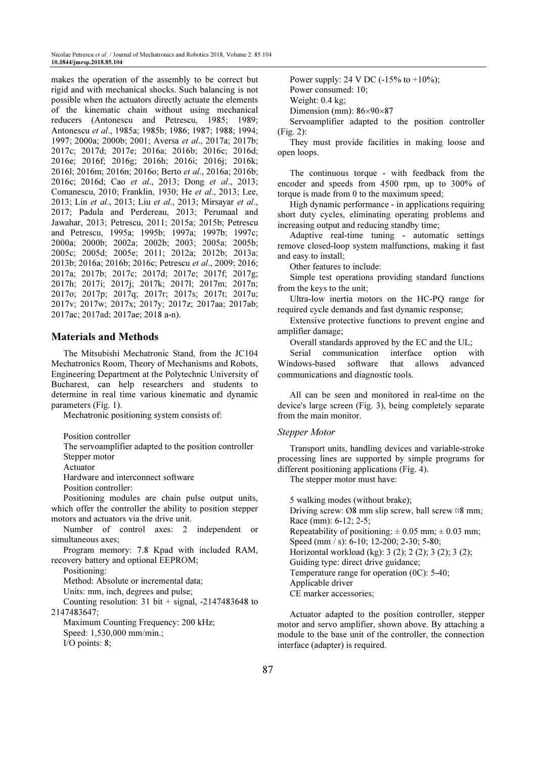makes the operation of the assembly to be correct but rigid and with mechanical shocks. Such balancing is not possible when the actuators directly actuate the elements of the kinematic chain without using mechanical reducers (Antonescu and Petrescu, 1985; 1989; Antonescu *et al*., 1985a; 1985b; 1986; 1987; 1988; 1994; 1997; 2000a; 2000b; 2001; Aversa *et al*., 2017a; 2017b; 2017c; 2017d; 2017e; 2016a; 2016b; 2016c; 2016d; 2016e; 2016f; 2016g; 2016h; 2016i; 2016j; 2016k; 2016l; 2016m; 2016n; 2016o; Berto *et al*., 2016a; 2016b; 2016c; 2016d; Cao *et al*., 2013; Dong *et al*., 2013; Comanescu, 2010; Franklin, 1930; He *et al*., 2013; Lee, 2013; Lin *et al*., 2013; Liu *et al*., 2013; Mirsayar *et al*., 2017; Padula and Perdereau, 2013; Perumaal and Jawahar, 2013; Petrescu, 2011; 2015a; 2015b; Petrescu and Petrescu, 1995a; 1995b; 1997a; 1997b; 1997c; 2000a; 2000b; 2002a; 2002b; 2003; 2005a; 2005b; 2005c; 2005d; 2005e; 2011; 2012a; 2012b; 2013a; 2013b; 2016a; 2016b; 2016c; Petrescu *et al*., 2009; 2016; 2017a; 2017b; 2017c; 2017d; 2017e; 2017f; 2017g; 2017h; 2017i; 2017j; 2017k; 2017l; 2017m; 2017n; 2017o; 2017p; 2017q; 2017r; 2017s; 2017t; 2017u; 2017v; 2017w; 2017x; 2017y; 2017z; 2017aa; 2017ab; 2017ac; 2017ad; 2017ae; 2018 a-n).

## Materials and Methods

The Mitsubishi Mechatronic Stand, from the JC104 Mechatronics Room, Theory of Mechanisms and Robots, Engineering Department at the Polytechnic University of Bucharest, can help researchers and students to determine in real time various kinematic and dynamic parameters (Fig. 1).

Mechatronic positioning system consists of:

Position controller
The servoamplifier adapted to the position controller
Stepper motor
Actuator
Hardware and interconnect software
Position controller:

Positioning modules are chain pulse output units, which offer the controller the ability to position stepper motors and actuators via the drive unit.

Number of control axes: 2 independent or simultaneous axes;

Program memory: 7.8 Kpad with included RAM, recovery battery and optional EEPROM;

Positioning:

Method: Absolute or incremental data;

Units: mm, inch, degrees and pulse;

Counting resolution: 31 bit + signal, -2147483648 to 2147483647;

Maximum Counting Frequency: 200 kHz;

Speed: 1,530,000 mm/min.;

I/O points: 8;

Power supply: 24 V DC (-15% to +10%);

Power consumed: 10;

Weight: 0.4 kg;

Dimension (mm): 86×90×87

Servoamplifier adapted to the position controller (Fig. 2):

They must provide facilities in making loose and open loops.

The continuous torque - with feedback from the encoder and speeds from 4500 rpm, up to 300% of torque is made from 0 to the maximum speed;

High dynamic performance - in applications requiring short duty cycles, eliminating operating problems and increasing output and reducing standby time;

Adaptive real-time tuning - automatic settings remove closed-loop system malfunctions, making it fast and easy to install;

Other features to include:

Simple test operations providing standard functions from the keys to the unit;

Ultra-low inertia motors on the HC-PQ range for required cycle demands and fast dynamic response;

Extensive protective functions to prevent engine and amplifier damage;

Overall standards approved by the EC and the UL;

Serial communication interface option with Windows-based software that allows advanced communications and diagnostic tools.

All can be seen and monitored in real-time on the device's large screen (Fig. 3), being completely separate from the main monitor.

### *Stepper Motor*

Transport units, handling devices and variable-stroke processing lines are supported by simple programs for different positioning applications (Fig. 4).

The stepper motor must have:

5 walking modes (without brake);
Driving screw: Ø8 mm slip screw, ball screw ¤8 mm;
Race (mm): 6-12; 2-5;
Repeatability of positioning: ± 0.05 mm; ± 0.03 mm;
Speed (mm / s): 6-10; 12-200; 2-30; 5-80;
Horizontal workload (kg): 3 (2); 2 (2); 3 (2); 3 (2);
Guiding type: direct drive guidance;
Temperature range for operation (0C): 5-40;
Applicable driver
CE marker accessories;

Actuator adapted to the position controller, stepper motor and servo amplifier, shown above. By attaching a module to the base unit of the controller, the connection interface (adapter) is required.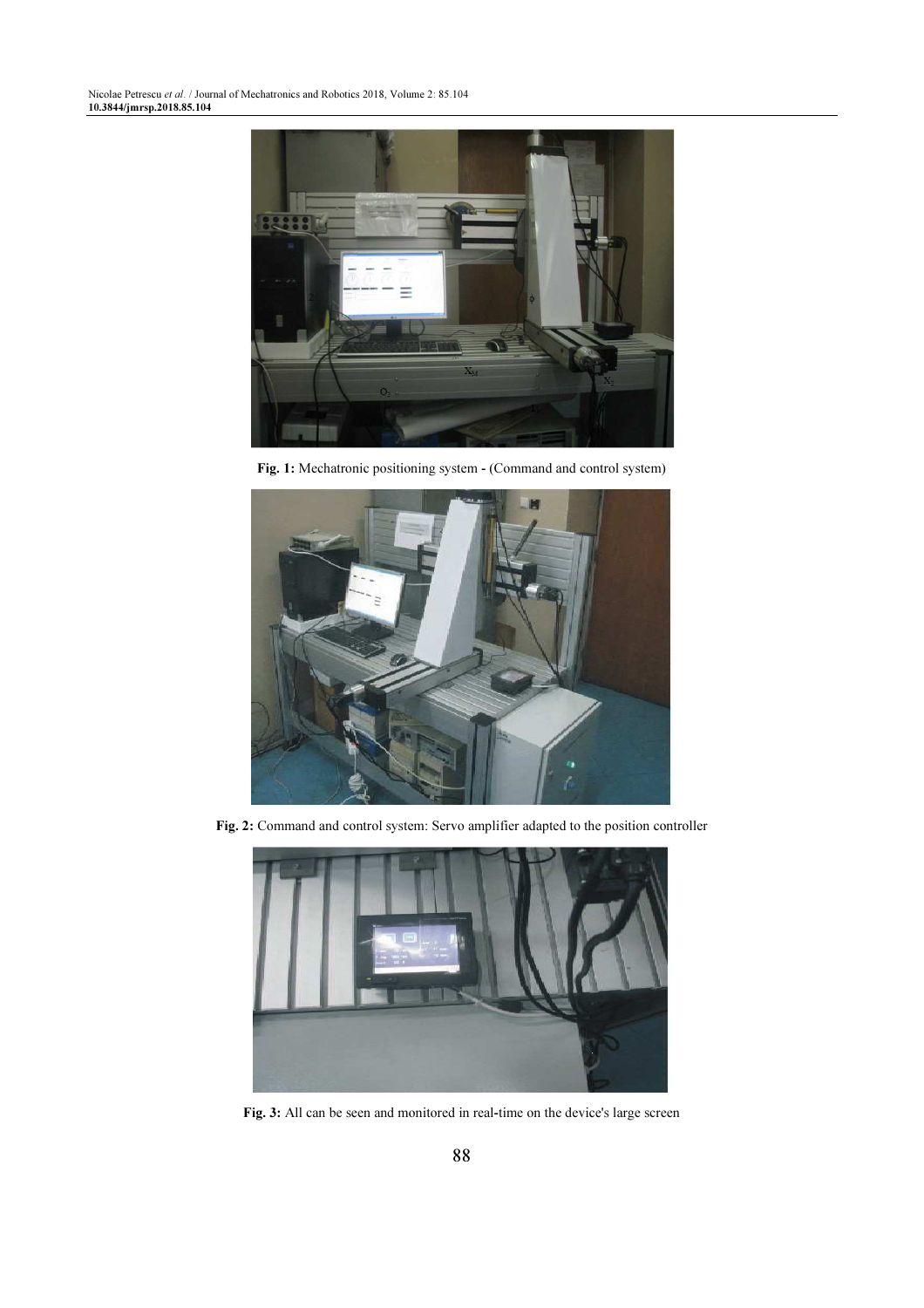Fig. 1: Mechatronic positioning system - (Command and control system)

Fig. 2: Command and control system: Servo amplifier adapted to the position controller

Fig. 3: All can be seen and monitored in real-time on the device's large screen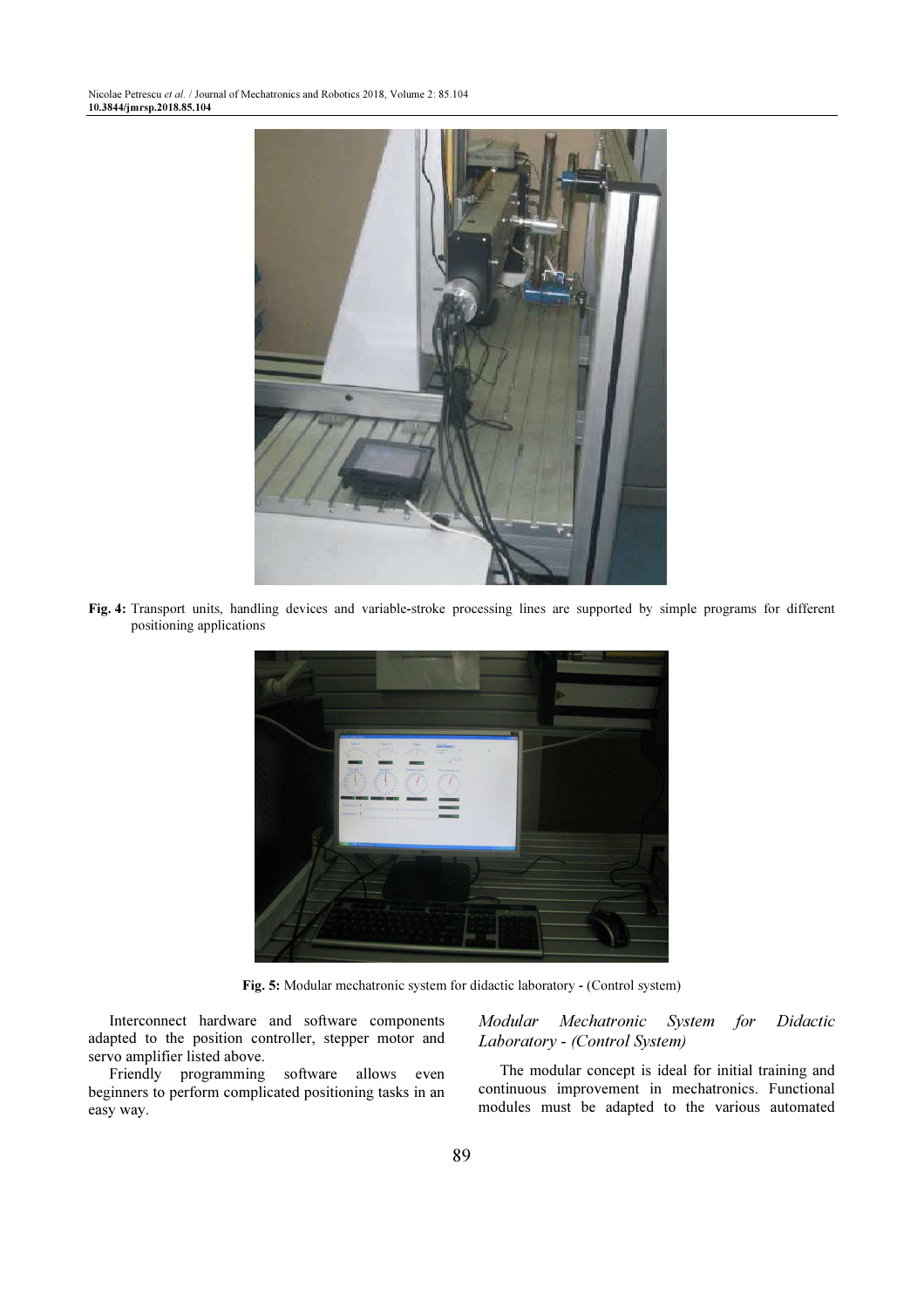Fig. 4: Transport units, handling devices and variable-stroke processing lines are supported by simple programs for different positioning applications

Fig. 5: Modular mechatronic system for didactic laboratory - (Control system)

Interconnect hardware and software components adapted to the position controller, stepper motor and servo amplifier listed above.

Friendly programming software allows even beginners to perform complicated positioning tasks in an easy way.

### *Modular Mechatronic System for Didactic Laboratory - (Control System)*

The modular concept is ideal for initial training and continuous improvement in mechatronics. Functional modules must be adapted to the various automated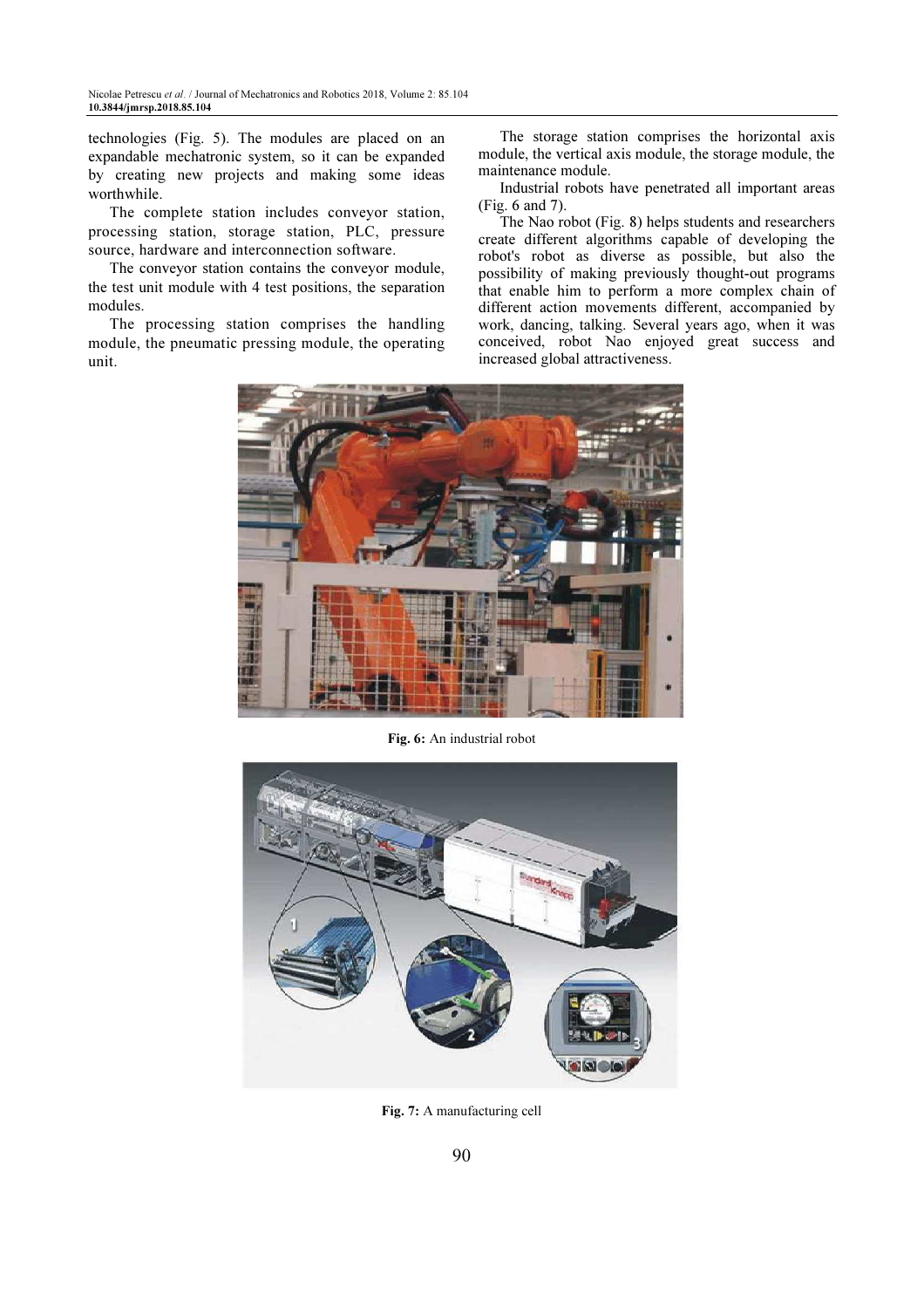technologies (Fig. 5). The modules are placed on an expandable mechatronic system, so it can be expanded by creating new projects and making some ideas worthwhile.

The complete station includes conveyor station, processing station, storage station, PLC, pressure source, hardware and interconnection software.

The conveyor station contains the conveyor module, the test unit module with 4 test positions, the separation modules.

The processing station comprises the handling module, the pneumatic pressing module, the operating unit.

The storage station comprises the horizontal axis module, the vertical axis module, the storage module, the maintenance module.

Industrial robots have penetrated all important areas (Fig. 6 and 7).

The Nao robot (Fig. 8) helps students and researchers create different algorithms capable of developing the robot's robot as diverse as possible, but also the possibility of making previously thought-out programs that enable him to perform a more complex chain of different action movements different, accompanied by work, dancing, talking. Several years ago, when it was conceived, robot Nao enjoyed great success and increased global attractiveness.

**Fig. 6:** An industrial robot

**Fig. 7:** A manufacturing cell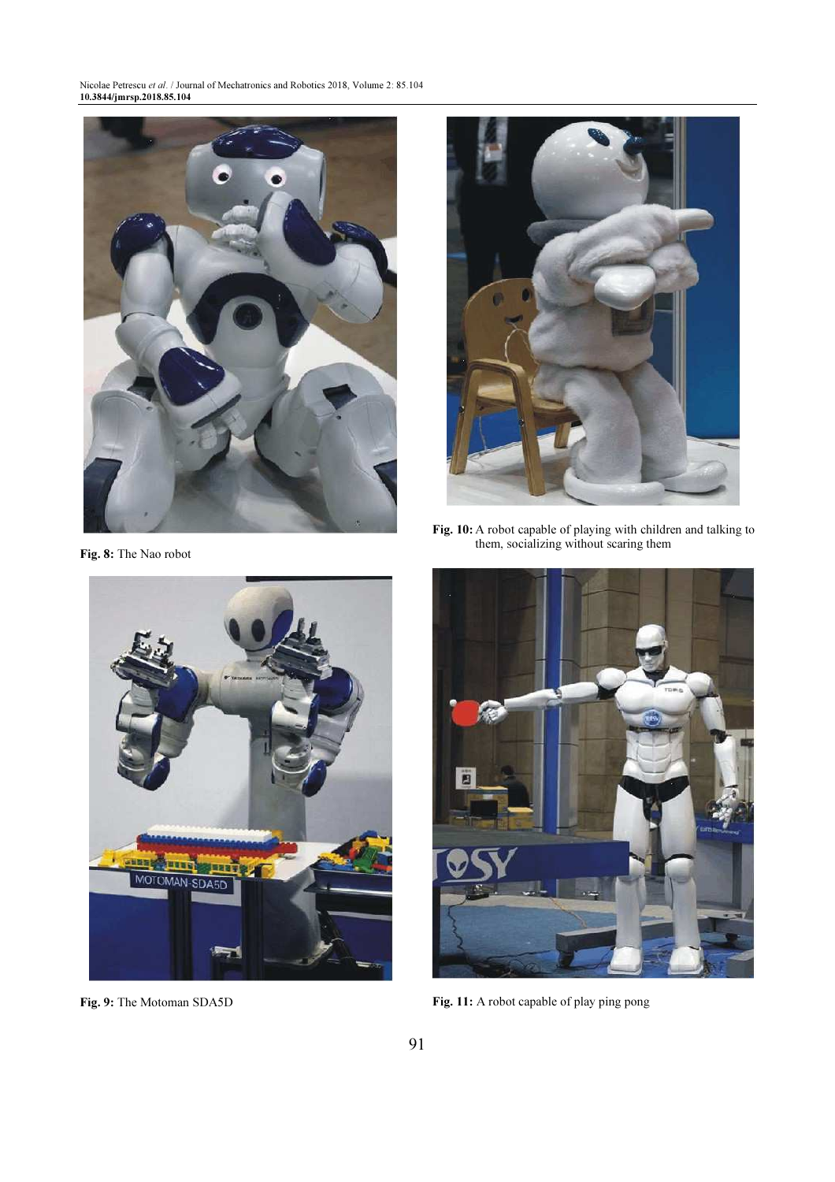Fig. 8: The Nao robot

Fig. 9: The Motoman SDA5D

Fig. 10: A robot capable of playing with children and talking to them, socializing without scaring them

Fig. 11: A robot capable of play ping pong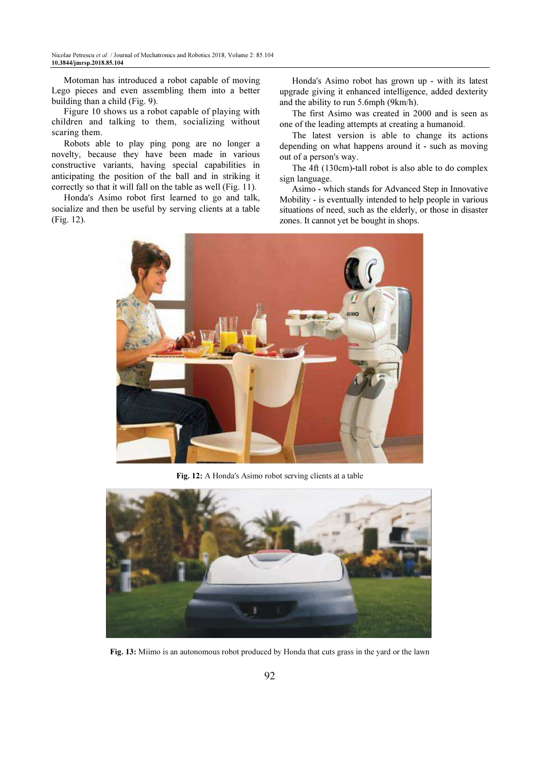Motoman has introduced a robot capable of moving Lego pieces and even assembling them into a better building than a child (Fig. 9).

Figure 10 shows us a robot capable of playing with children and talking to them, socializing without scaring them.

Robots able to play ping pong are no longer a novelty, because they have been made in various constructive variants, having special capabilities in anticipating the position of the ball and in striking it correctly so that it will fall on the table as well (Fig. 11).

Honda's Asimo robot first learned to go and talk, socialize and then be useful by serving clients at a table (Fig. 12).

Honda's Asimo robot has grown up - with its latest upgrade giving it enhanced intelligence, added dexterity and the ability to run 5.6mph (9km/h).

The first Asimo was created in 2000 and is seen as one of the leading attempts at creating a humanoid.

The latest version is able to change its actions depending on what happens around it - such as moving out of a person's way.

The 4ft (130cm)-tall robot is also able to do complex sign language.

Asimo - which stands for Advanced Step in Innovative Mobility - is eventually intended to help people in various situations of need, such as the elderly, or those in disaster zones. It cannot yet be bought in shops.

**Fig. 12:** A Honda's Asimo robot serving clients at a table

**Fig. 13:** Miimo is an autonomous robot produced by Honda that cuts grass in the yard or the lawn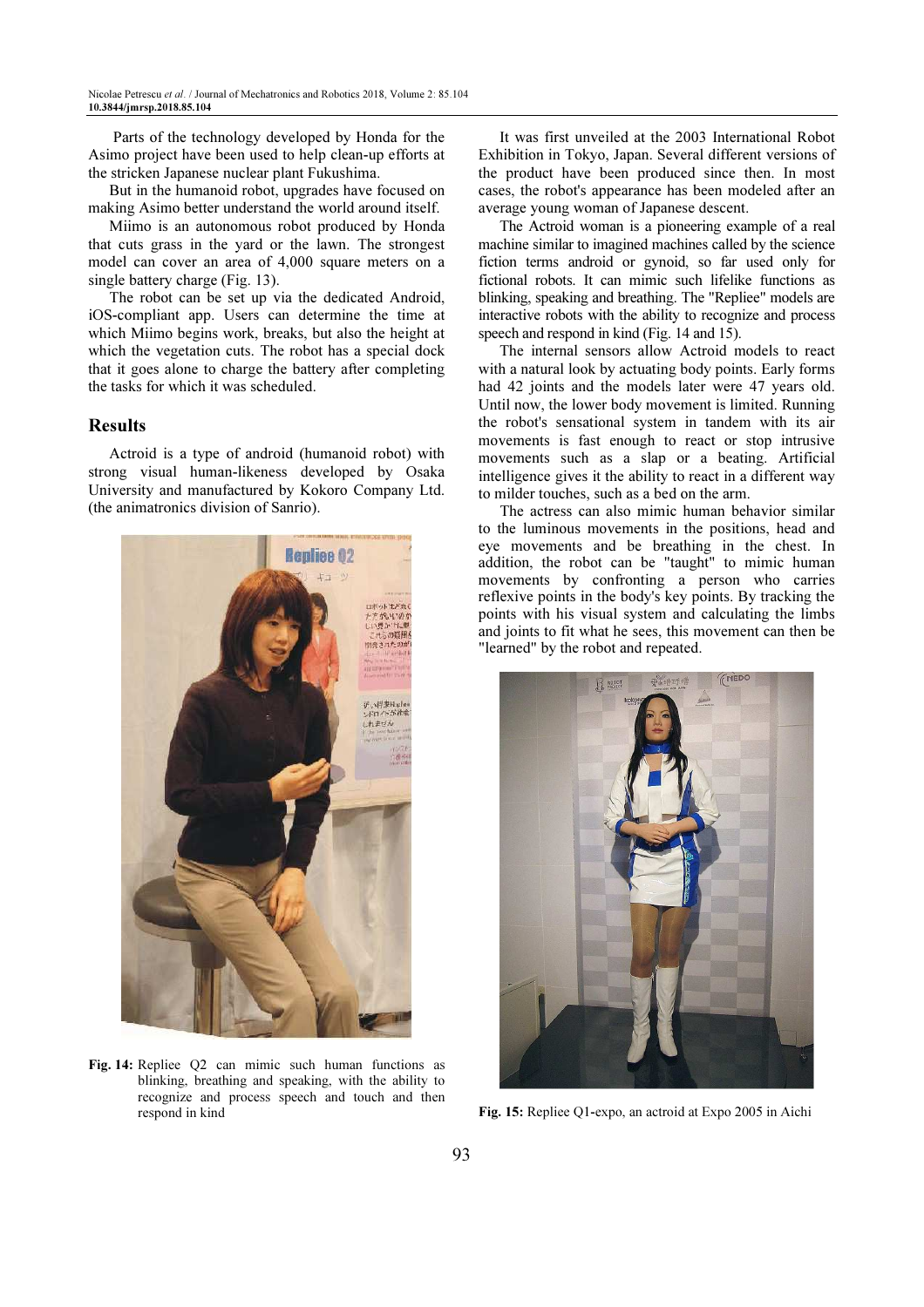Parts of the technology developed by Honda for the Asimo project have been used to help clean-up efforts at the stricken Japanese nuclear plant Fukushima.

But in the humanoid robot, upgrades have focused on making Asimo better understand the world around itself.

Miimo is an autonomous robot produced by Honda that cuts grass in the yard or the lawn. The strongest model can cover an area of 4,000 square meters on a single battery charge (Fig. 13).

The robot can be set up via the dedicated Android, iOS-compliant app. Users can determine the time at which Miimo begins work, breaks, but also the height at which the vegetation cuts. The robot has a special dock that it goes alone to charge the battery after completing the tasks for which it was scheduled.

## Results

Actroid is a type of android (humanoid robot) with strong visual human-likeness developed by Osaka University and manufactured by Kokoro Company Ltd. (the animatronics division of Sanrio).

**Fig. 14:** Repliee Q2 can mimic such human functions as blinking, breathing and speaking, with the ability to recognize and process speech and touch and then respond in kind

It was first unveiled at the 2003 International Robot Exhibition in Tokyo, Japan. Several different versions of the product have been produced since then. In most cases, the robot's appearance has been modeled after an average young woman of Japanese descent.

The Actroid woman is a pioneering example of a real machine similar to imagined machines called by the science fiction terms android or gynoid, so far used only for fictional robots. It can mimic such lifelike functions as blinking, speaking and breathing. The "Repliee" models are interactive robots with the ability to recognize and process speech and respond in kind (Fig. 14 and 15).

The internal sensors allow Actroid models to react with a natural look by actuating body points. Early forms had 42 joints and the models later were 47 years old. Until now, the lower body movement is limited. Running the robot's sensational system in tandem with its air movements is fast enough to react or stop intrusive movements such as a slap or a beating. Artificial intelligence gives it the ability to react in a different way to milder touches, such as a bed on the arm.

The actress can also mimic human behavior similar to the luminous movements in the positions, head and eye movements and be breathing in the chest. In addition, the robot can be "taught" to mimic human movements by confronting a person who carries reflexive points in the body's key points. By tracking the points with his visual system and calculating the limbs and joints to fit what he sees, this movement can then be "learned" by the robot and repeated.

**Fig. 15:** Repliee Q1-expo, an actroid at Expo 2005 in Aichi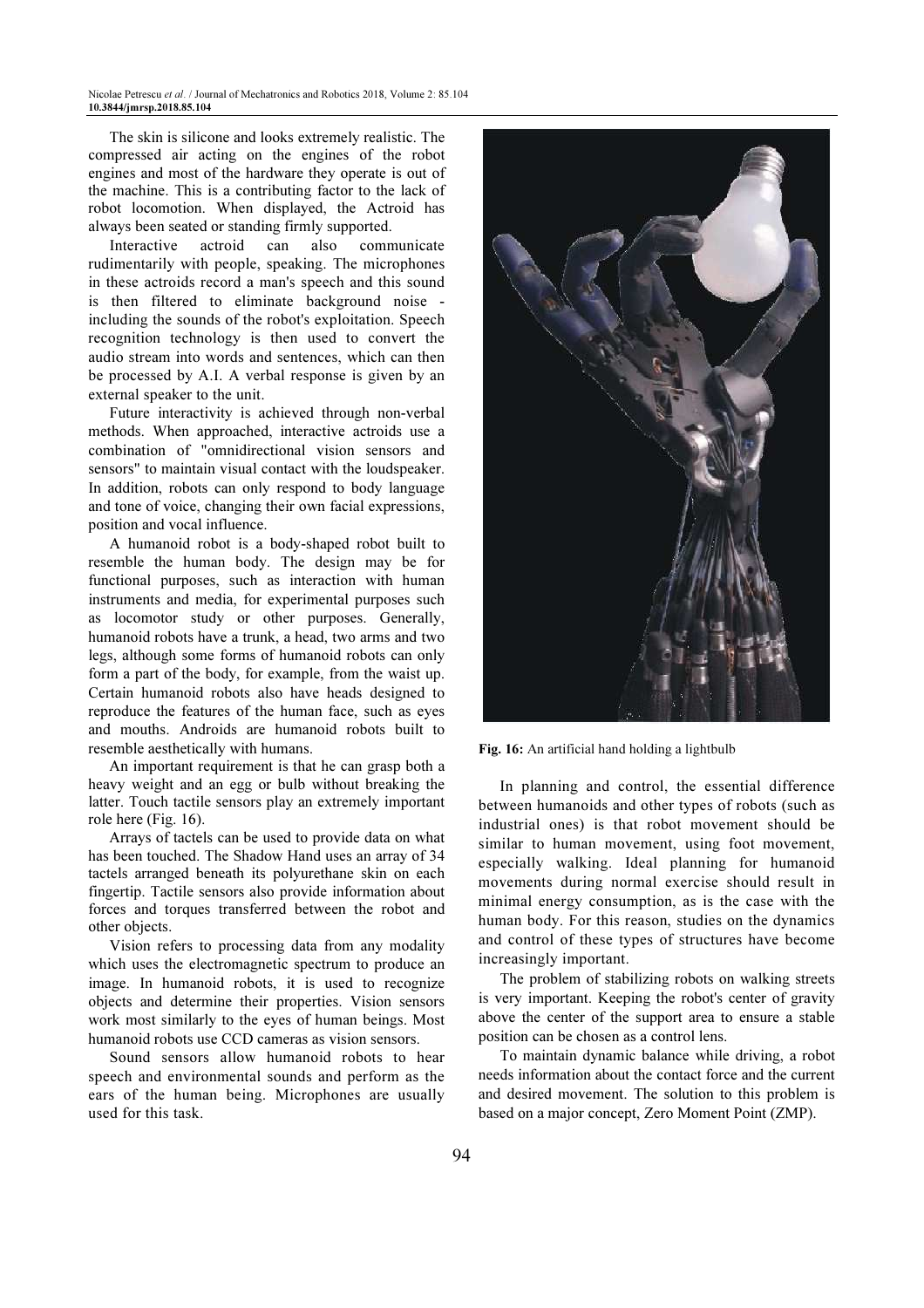The skin is silicone and looks extremely realistic. The compressed air acting on the engines of the robot engines and most of the hardware they operate is out of the machine. This is a contributing factor to the lack of robot locomotion. When displayed, the Actroid has always been seated or standing firmly supported.

Interactive actroid can also communicate rudimentarily with people, speaking. The microphones in these actroids record a man's speech and this sound is then filtered to eliminate background noise - including the sounds of the robot's exploitation. Speech recognition technology is then used to convert the audio stream into words and sentences, which can then be processed by A.I. A verbal response is given by an external speaker to the unit.

Future interactivity is achieved through non-verbal methods. When approached, interactive actroids use a combination of "omnidirectional vision sensors and sensors" to maintain visual contact with the loudspeaker. In addition, robots can only respond to body language and tone of voice, changing their own facial expressions, position and vocal influence.

A humanoid robot is a body-shaped robot built to resemble the human body. The design may be for functional purposes, such as interaction with human instruments and media, for experimental purposes such as locomotor study or other purposes. Generally, humanoid robots have a trunk, a head, two arms and two legs, although some forms of humanoid robots can only form a part of the body, for example, from the waist up. Certain humanoid robots also have heads designed to reproduce the features of the human face, such as eyes and mouths. Androids are humanoid robots built to resemble aesthetically with humans.

An important requirement is that he can grasp both a heavy weight and an egg or bulb without breaking the latter. Touch tactile sensors play an extremely important role here (Fig. 16).

Arrays of tactels can be used to provide data on what has been touched. The Shadow Hand uses an array of 34 tactels arranged beneath its polyurethane skin on each fingertip. Tactile sensors also provide information about forces and torques transferred between the robot and other objects.

Vision refers to processing data from any modality which uses the electromagnetic spectrum to produce an image. In humanoid robots, it is used to recognize objects and determine their properties. Vision sensors work most similarly to the eyes of human beings. Most humanoid robots use CCD cameras as vision sensors.

Sound sensors allow humanoid robots to hear speech and environmental sounds and perform as the ears of the human being. Microphones are usually used for this task.

Fig. 16: An artificial hand holding a lightbulb

In planning and control, the essential difference between humanoids and other types of robots (such as industrial ones) is that robot movement should be similar to human movement, using foot movement, especially walking. Ideal planning for humanoid movements during normal exercise should result in minimal energy consumption, as is the case with the human body. For this reason, studies on the dynamics and control of these types of structures have become increasingly important.

The problem of stabilizing robots on walking streets is very important. Keeping the robot's center of gravity above the center of the support area to ensure a stable position can be chosen as a control lens.

To maintain dynamic balance while driving, a robot needs information about the contact force and the current and desired movement. The solution to this problem is based on a major concept, Zero Moment Point (ZMP).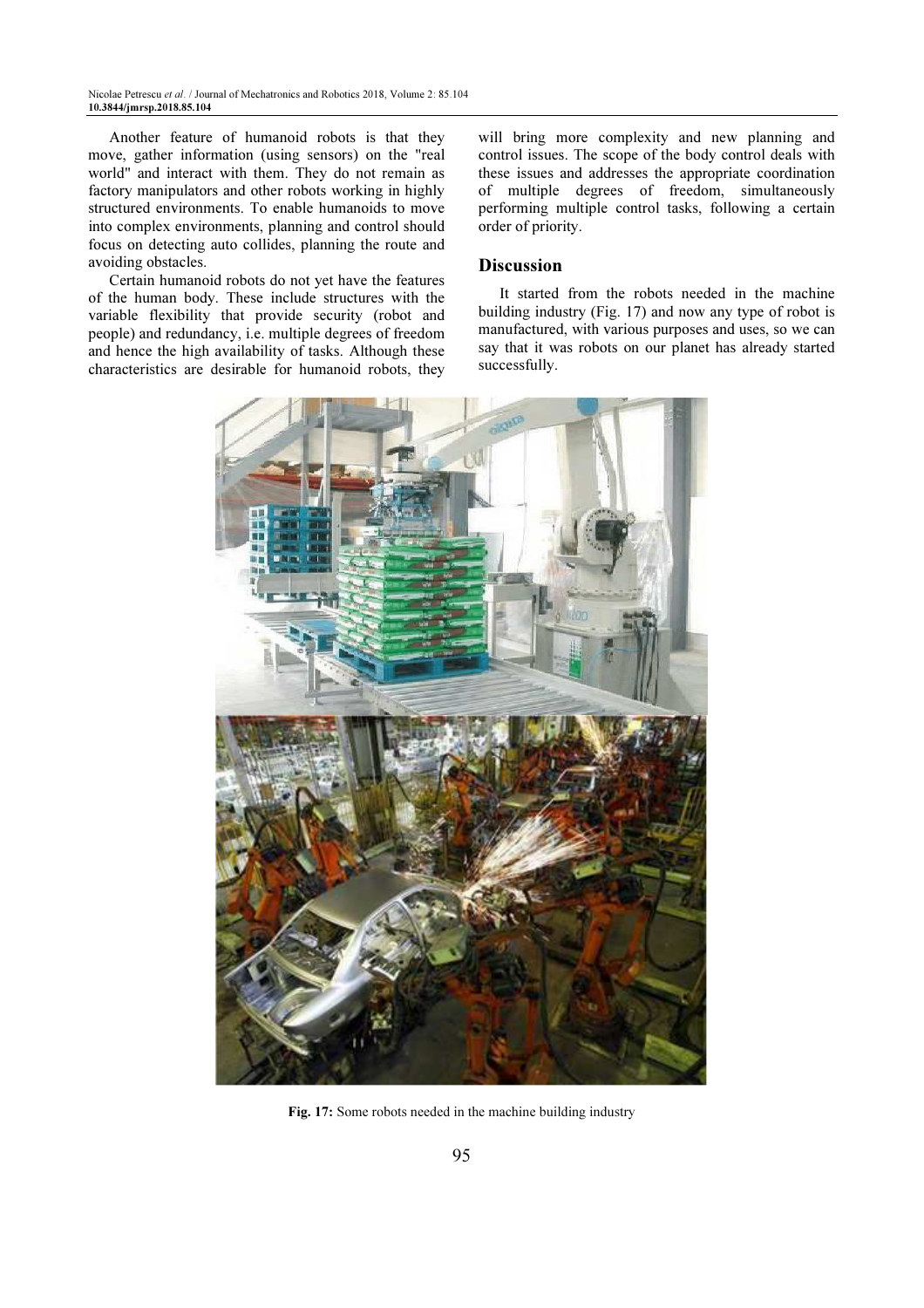Another feature of humanoid robots is that they move, gather information (using sensors) on the "real world" and interact with them. They do not remain as factory manipulators and other robots working in highly structured environments. To enable humanoids to move into complex environments, planning and control should focus on detecting auto collides, planning the route and avoiding obstacles.

Certain humanoid robots do not yet have the features of the human body. These include structures with the variable flexibility that provide security (robot and people) and redundancy, i.e. multiple degrees of freedom and hence the high availability of tasks. Although these characteristics are desirable for humanoid robots, they will bring more complexity and new planning and control issues. The scope of the body control deals with these issues and addresses the appropriate coordination of multiple degrees of freedom, simultaneously performing multiple control tasks, following a certain order of priority.

## Discussion

It started from the robots needed in the machine building industry (Fig. 17) and now any type of robot is manufactured, with various purposes and uses, so we can say that it was robots on our planet has already started successfully.

**Fig. 17:** Some robots needed in the machine building industry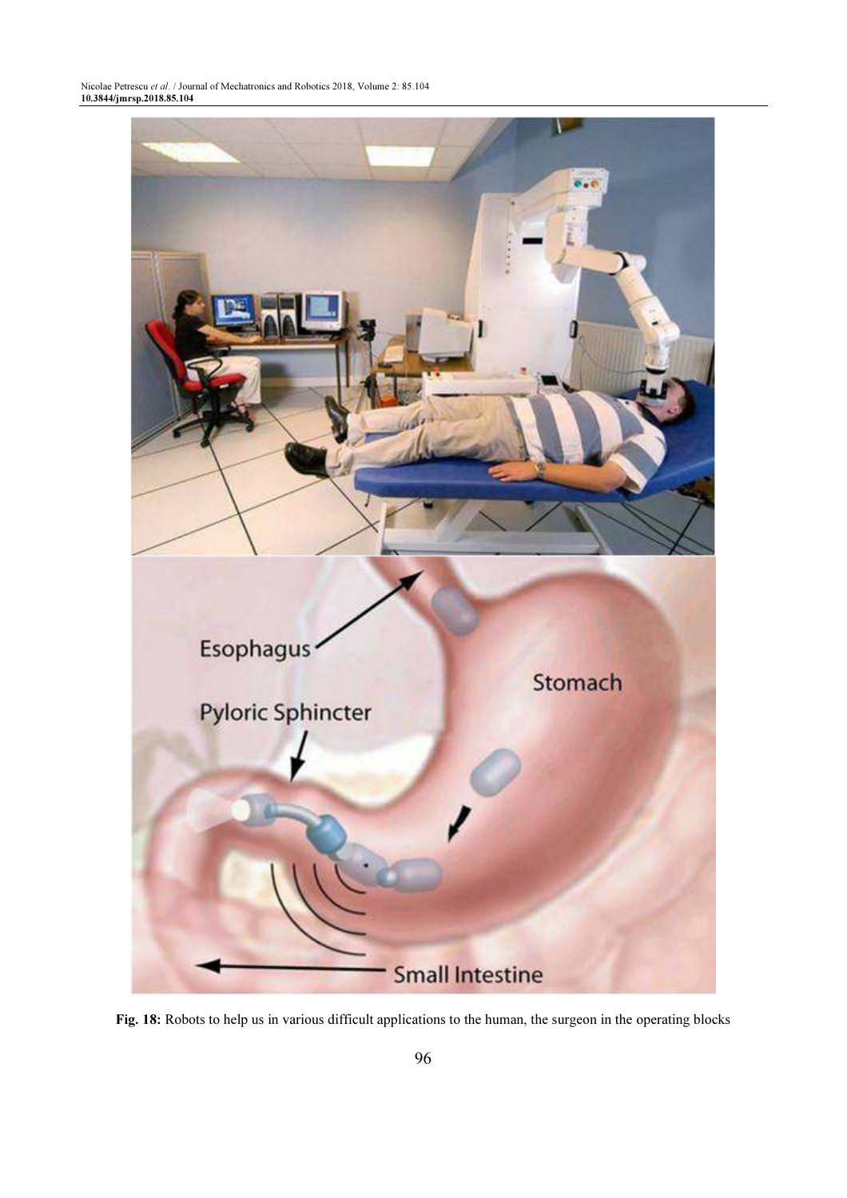Esophagus

Stomach

Pyloric Sphincter

Small Intestine

**Fig. 18:** Robots to help us in various difficult applications to the human, the surgeon in the operating blocks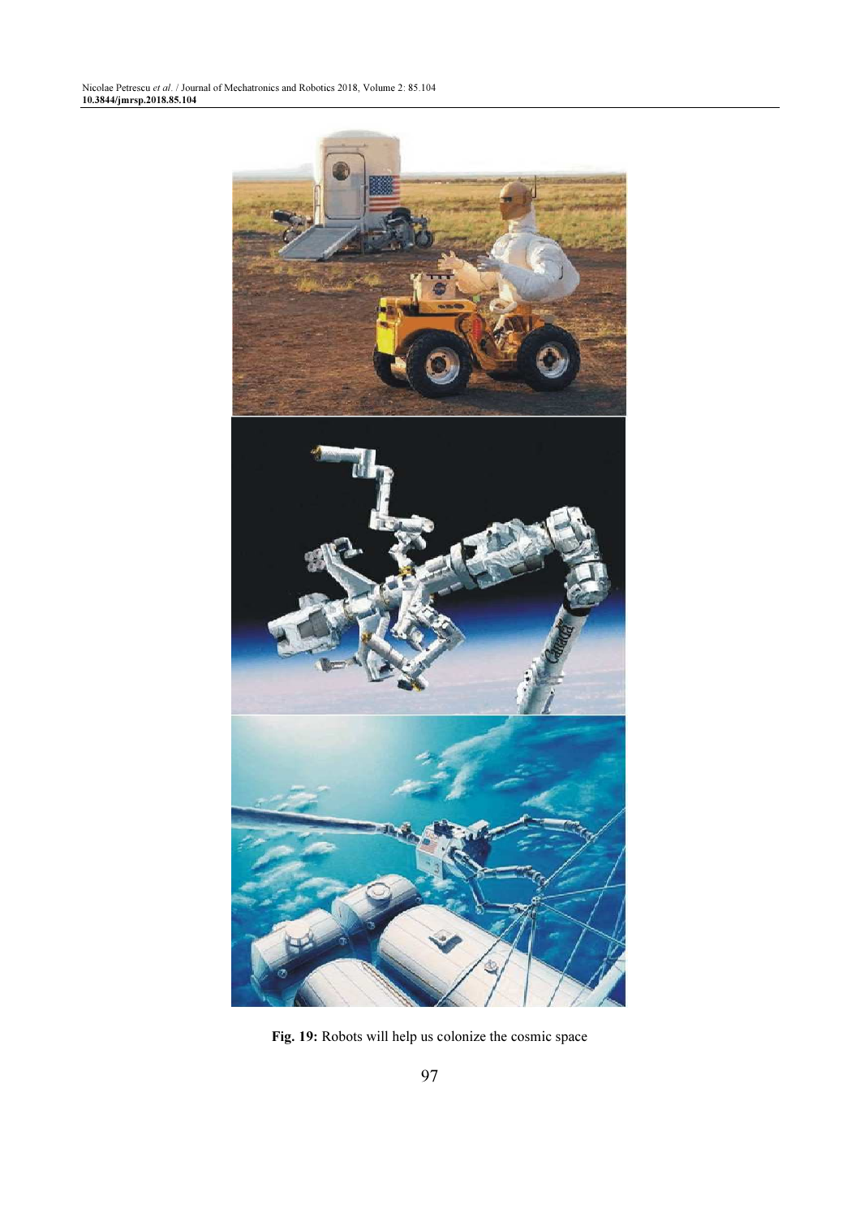**Fig. 19:** Robots will help us colonize the cosmic space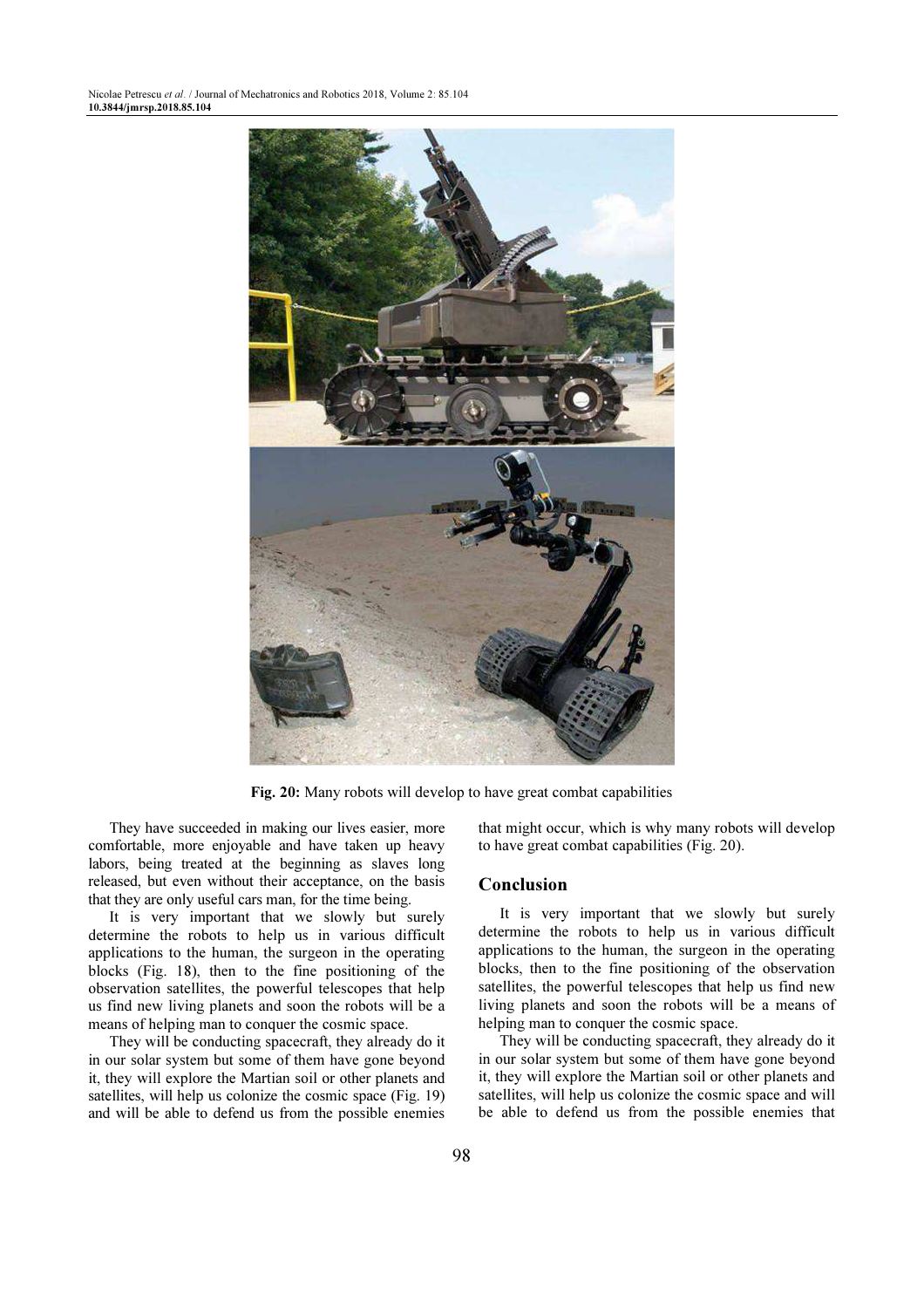Fig. 20: Many robots will develop to have great combat capabilities

They have succeeded in making our lives easier, more comfortable, more enjoyable and have taken up heavy labors, being treated at the beginning as slaves long released, but even without their acceptance, on the basis that they are only useful cars man, for the time being.

It is very important that we slowly but surely determine the robots to help us in various difficult applications to the human, the surgeon in the operating blocks (Fig. 18), then to the fine positioning of the observation satellites, the powerful telescopes that help us find new living planets and soon the robots will be a means of helping man to conquer the cosmic space.

They will be conducting spacecraft, they already do it in our solar system but some of them have gone beyond it, they will explore the Martian soil or other planets and satellites, will help us colonize the cosmic space (Fig. 19) and will be able to defend us from the possible enemies that might occur, which is why many robots will develop to have great combat capabilities (Fig. 20).

## Conclusion

It is very important that we slowly but surely determine the robots to help us in various difficult applications to the human, the surgeon in the operating blocks, then to the fine positioning of the observation satellites, the powerful telescopes that help us find new living planets and soon the robots will be a means of helping man to conquer the cosmic space.

They will be conducting spacecraft, they already do it in our solar system but some of them have gone beyond it, they will explore the Martian soil or other planets and satellites, will help us colonize the cosmic space and will be able to defend us from the possible enemies that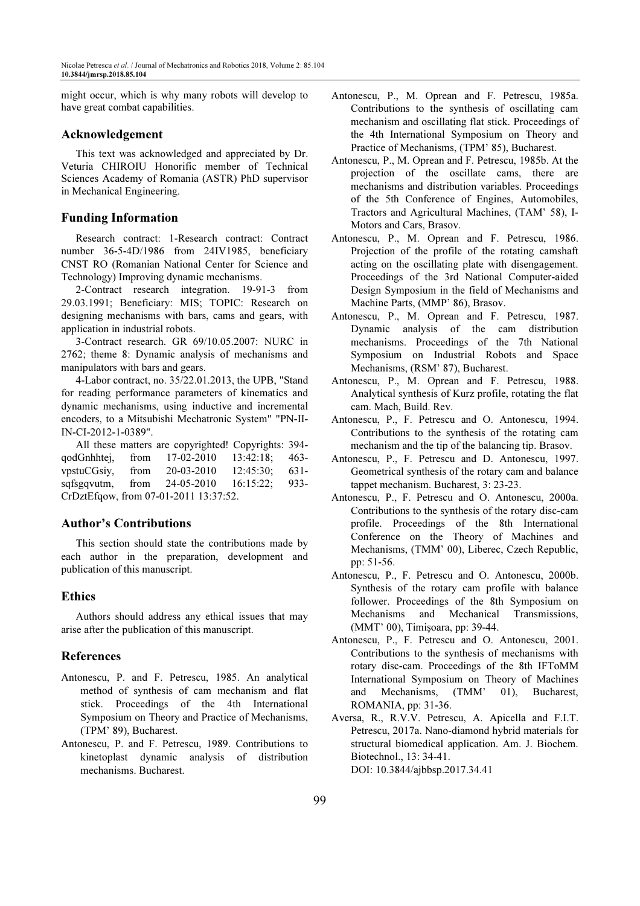might occur, which is why many robots will develop to have great combat capabilities.

## Acknowledgement

This text was acknowledged and appreciated by Dr. Veturia CHIROIU Honorific member of Technical Sciences Academy of Romania (ASTR) PhD supervisor in Mechanical Engineering.

## Funding Information

Research contract: 1-Research contract: Contract number 36-5-4D/1986 from 24IV1985, beneficiary CNST RO (Romanian National Center for Science and Technology) Improving dynamic mechanisms.

2-Contract research integration. 19-91-3 from 29.03.1991; Beneficiary: MIS; TOPIC: Research on designing mechanisms with bars, cams and gears, with application in industrial robots.

3-Contract research. GR 69/10.05.2007: NURC in 2762; theme 8: Dynamic analysis of mechanisms and manipulators with bars and gears.

4-Labor contract, no. 35/22.01.2013, the UPB, "Stand for reading performance parameters of kinematics and dynamic mechanisms, using inductive and incremental encoders, to a Mitsubishi Mechatronic System" "PN-II-IN-CI-2012-1-0389".

All these matters are copyrighted! Copyrights: 394-qodGnhhtej, from 17-02-2010 13:42:18; 463-vpstuCGsiy, from 20-03-2010 12:45:30; 631-sqfsgqvutm, from 24-05-2010 16:15:22; 933-CrDztEfqow, from 07-01-2011 13:37:52.

## Author's Contributions

This section should state the contributions made by each author in the preparation, development and publication of this manuscript.

## Ethics

Authors should address any ethical issues that may arise after the publication of this manuscript.

## References

Antonescu, P. and F. Petrescu, 1985. An analytical method of synthesis of cam mechanism and flat stick. Proceedings of the 4th International Symposium on Theory and Practice of Mechanisms, (TPM' 89), Bucharest.

Antonescu, P. and F. Petrescu, 1989. Contributions to kinetoplast dynamic analysis of distribution mechanisms. Bucharest.

Antonescu, P., M. Oprean and F. Petrescu, 1985a. Contributions to the synthesis of oscillating cam mechanism and oscillating flat stick. Proceedings of the 4th International Symposium on Theory and Practice of Mechanisms, (TPM' 85), Bucharest.

Antonescu, P., M. Oprean and F. Petrescu, 1985b. At the projection of the oscillate cams, there are mechanisms and distribution variables. Proceedings of the 5th Conference of Engines, Automobiles, Tractors and Agricultural Machines, (TAM' 58), I-Motors and Cars, Brasov.

Antonescu, P., M. Oprean and F. Petrescu, 1986. Projection of the profile of the rotating camshaft acting on the oscillating plate with disengagement. Proceedings of the 3rd National Computer-aided Design Symposium in the field of Mechanisms and Machine Parts, (MMP' 86), Brasov.

Antonescu, P., M. Oprean and F. Petrescu, 1987. Dynamic analysis of the cam distribution mechanisms. Proceedings of the 7th National Symposium on Industrial Robots and Space Mechanisms, (RSM' 87), Bucharest.

Antonescu, P., M. Oprean and F. Petrescu, 1988. Analytical synthesis of Kurz profile, rotating the flat cam. Mach, Build. Rev.

Antonescu, P., F. Petrescu and O. Antonescu, 1994. Contributions to the synthesis of the rotating cam mechanism and the tip of the balancing tip. Brasov.

Antonescu, P., F. Petrescu and D. Antonescu, 1997. Geometrical synthesis of the rotary cam and balance tappet mechanism. Bucharest, 3: 23-23.

Antonescu, P., F. Petrescu and O. Antonescu, 2000a. Contributions to the synthesis of the rotary disc-cam profile. Proceedings of the 8th International Conference on the Theory of Machines and Mechanisms, (TMM' 00), Liberec, Czech Republic, pp: 51-56.

Antonescu, P., F. Petrescu and O. Antonescu, 2000b. Synthesis of the rotary cam profile with balance follower. Proceedings of the 8th Symposium on Mechanisms and Mechanical Transmissions, (MMT' 00), Timişoara, pp: 39-44.

Antonescu, P., F. Petrescu and O. Antonescu, 2001. Contributions to the synthesis of mechanisms with rotary disc-cam. Proceedings of the 8th IFToMM International Symposium on Theory of Machines and Mechanisms, (TMM' 01), Bucharest, ROMANIA, pp: 31-36.

Aversa, R., R.V.V. Petrescu, A. Apicella and F.I.T. Petrescu, 2017a. Nano-diamond hybrid materials for structural biomedical application. Am. J. Biochem. Biotechnol., 13: 34-41. DOI: 10.3844/ajbbsp.2017.34.41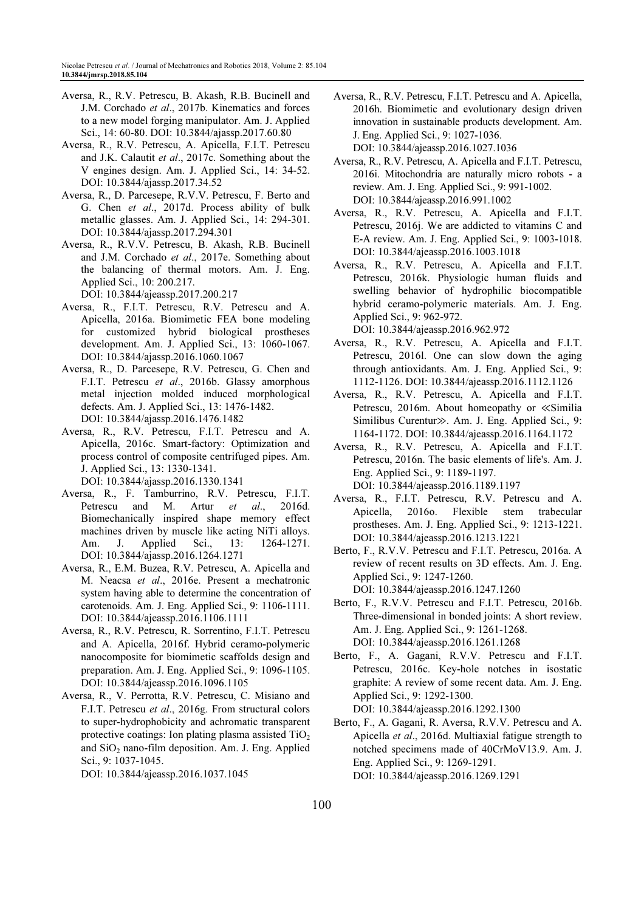Aversa, R., R.V. Petrescu, B. Akash, R.B. Bucinell and J.M. Corchado *et al*., 2017b. Kinematics and forces to a new model forging manipulator. Am. J. Applied Sci., 14: 60-80. DOI: 10.3844/ajassp.2017.60.80

Aversa, R., R.V. Petrescu, A. Apicella, F.I.T. Petrescu and J.K. Calautit *et al*., 2017c. Something about the V engines design. Am. J. Applied Sci., 14: 34-52. DOI: 10.3844/ajassp.2017.34.52

Aversa, R., D. Parcesepe, R.V.V. Petrescu, F. Berto and G. Chen *et al*., 2017d. Process ability of bulk metallic glasses. Am. J. Applied Sci., 14: 294-301. DOI: 10.3844/ajassp.2017.294.301

Aversa, R., R.V.V. Petrescu, B. Akash, R.B. Bucinell and J.M. Corchado *et al*., 2017e. Something about the balancing of thermal motors. Am. J. Eng. Applied Sci., 10: 200.217. DOI: 10.3844/ajeassp.2017.200.217

Aversa, R., F.I.T. Petrescu, R.V. Petrescu and A. Apicella, 2016a. Biomimetic FEA bone modeling for customized hybrid biological prostheses development. Am. J. Applied Sci., 13: 1060-1067. DOI: 10.3844/ajassp.2016.1060.1067

Aversa, R., D. Parcesepe, R.V. Petrescu, G. Chen and F.I.T. Petrescu *et al*., 2016b. Glassy amorphous metal injection molded induced morphological defects. Am. J. Applied Sci., 13: 1476-1482. DOI: 10.3844/ajassp.2016.1476.1482

Aversa, R., R.V. Petrescu, F.I.T. Petrescu and A. Apicella, 2016c. Smart-factory: Optimization and process control of composite centrifuged pipes. Am. J. Applied Sci., 13: 1330-1341. DOI: 10.3844/ajassp.2016.1330.1341

Aversa, R., F. Tamburrino, R.V. Petrescu, F.I.T. Petrescu and M. Artur *et al*., 2016d. Biomechanically inspired shape memory effect machines driven by muscle like acting NiTi alloys. Am. J. Applied Sci., 13: 1264-1271. DOI: 10.3844/ajassp.2016.1264.1271

Aversa, R., E.M. Buzea, R.V. Petrescu, A. Apicella and M. Neacsa *et al*., 2016e. Present a mechatronic system having able to determine the concentration of carotenoids. Am. J. Eng. Applied Sci., 9: 1106-1111. DOI: 10.3844/ajeassp.2016.1106.1111

Aversa, R., R.V. Petrescu, R. Sorrentino, F.I.T. Petrescu and A. Apicella, 2016f. Hybrid ceramo-polymeric nanocomposite for biomimetic scaffolds design and preparation. Am. J. Eng. Applied Sci., 9: 1096-1105. DOI: 10.3844/ajeassp.2016.1096.1105

Aversa, R., V. Perrotta, R.V. Petrescu, C. Misiano and F.I.T. Petrescu *et al*., 2016g. From structural colors to super-hydrophobicity and achromatic transparent protective coatings: Ion plating plasma assisted $TiO_2$ and $SiO_2$ nano-film deposition. Am. J. Eng. Applied Sci., 9: 1037-1045. DOI: 10.3844/ajeassp.2016.1037.1045

Aversa, R., R.V. Petrescu, F.I.T. Petrescu and A. Apicella, 2016h. Biomimetic and evolutionary design driven innovation in sustainable products development. Am. J. Eng. Applied Sci., 9: 1027-1036. DOI: 10.3844/ajeassp.2016.1027.1036

Aversa, R., R.V. Petrescu, A. Apicella and F.I.T. Petrescu, 2016i. Mitochondria are naturally micro robots - a review. Am. J. Eng. Applied Sci., 9: 991-1002. DOI: 10.3844/ajeassp.2016.991.1002

Aversa, R., R.V. Petrescu, A. Apicella and F.I.T. Petrescu, 2016j. We are addicted to vitamins C and E-A review. Am. J. Eng. Applied Sci., 9: 1003-1018. DOI: 10.3844/ajeassp.2016.1003.1018

Aversa, R., R.V. Petrescu, A. Apicella and F.I.T. Petrescu, 2016k. Physiologic human fluids and swelling behavior of hydrophilic biocompatible hybrid ceramo-polymeric materials. Am. J. Eng. Applied Sci., 9: 962-972. DOI: 10.3844/ajeassp.2016.962.972

Aversa, R., R.V. Petrescu, A. Apicella and F.I.T. Petrescu, 2016l. One can slow down the aging through antioxidants. Am. J. Eng. Applied Sci., 9: 1112-1126. DOI: 10.3844/ajeassp.2016.1112.1126

Aversa, R., R.V. Petrescu, A. Apicella and F.I.T. Petrescu, 2016m. About homeopathy or ≪Similia Similibus Curentur≫. Am. J. Eng. Applied Sci., 9: 1164-1172. DOI: 10.3844/ajeassp.2016.1164.1172

Aversa, R., R.V. Petrescu, A. Apicella and F.I.T. Petrescu, 2016n. The basic elements of life's. Am. J. Eng. Applied Sci., 9: 1189-1197. DOI: 10.3844/ajeassp.2016.1189.1197

Aversa, R., F.I.T. Petrescu, R.V. Petrescu and A. Apicella, 2016o. Flexible stem trabecular prostheses. Am. J. Eng. Applied Sci., 9: 1213-1221. DOI: 10.3844/ajeassp.2016.1213.1221

Berto, F., R.V.V. Petrescu and F.I.T. Petrescu, 2016a. A review of recent results on 3D effects. Am. J. Eng. Applied Sci., 9: 1247-1260. DOI: 10.3844/ajeassp.2016.1247.1260

Berto, F., R.V.V. Petrescu and F.I.T. Petrescu, 2016b. Three-dimensional in bonded joints: A short review. Am. J. Eng. Applied Sci., 9: 1261-1268. DOI: 10.3844/ajeassp.2016.1261.1268

Berto, F., A. Gagani, R.V.V. Petrescu and F.I.T. Petrescu, 2016c. Key-hole notches in isostatic graphite: A review of some recent data. Am. J. Eng. Applied Sci., 9: 1292-1300. DOI: 10.3844/ajeassp.2016.1292.1300

Berto, F., A. Gagani, R. Aversa, R.V.V. Petrescu and A. Apicella *et al*., 2016d. Multiaxial fatigue strength to notched specimens made of 40CrMoV13.9. Am. J. Eng. Applied Sci., 9: 1269-1291. DOI: 10.3844/ajeassp.2016.1269.1291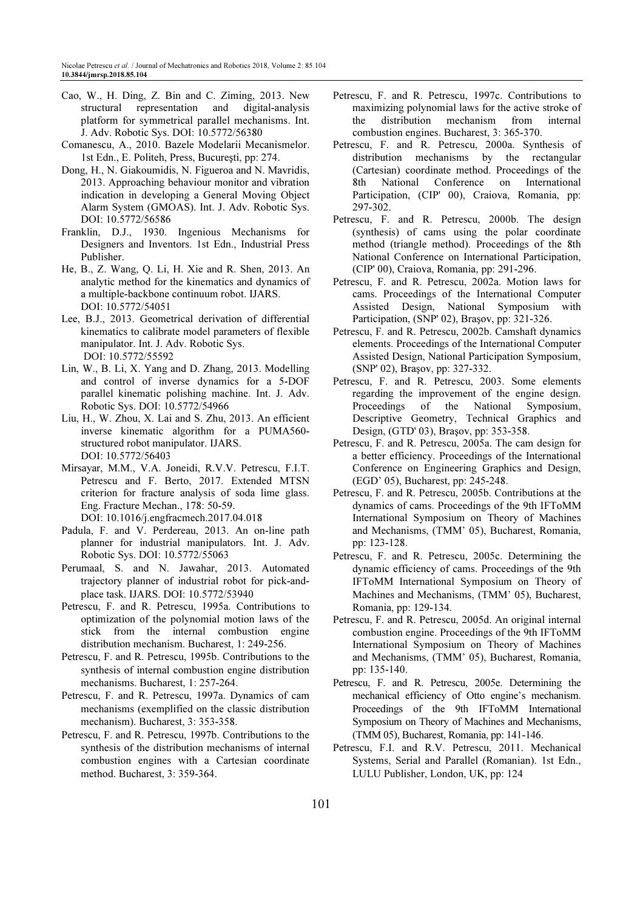Cao, W., H. Ding, Z. Bin and C. Ziming, 2013. New structural representation and digital-analysis platform for symmetrical parallel mechanisms. Int. J. Adv. Robotic Sys. DOI: 10.5772/56380

Comanescu, A., 2010. Bazele Modelarii Mecanismelor. 1st Edn., E. Politeh, Press, București, pp: 274.

Dong, H., N. Giakoumidis, N. Figueroa and N. Mavridis, 2013. Approaching behaviour monitor and vibration indication in developing a General Moving Object Alarm System (GMOAS). Int. J. Adv. Robotic Sys. DOI: 10.5772/56586

Franklin, D.J., 1930. Ingenious Mechanisms for Designers and Inventors. 1st Edn., Industrial Press Publisher.

He, B., Z. Wang, Q. Li, H. Xie and R. Shen, 2013. An analytic method for the kinematics and dynamics of a multiple-backbone continuum robot. IJARS. DOI: 10.5772/54051

Lee, B.J., 2013. Geometrical derivation of differential kinematics to calibrate model parameters of flexible manipulator. Int. J. Adv. Robotic Sys. DOI: 10.5772/55592

Lin, W., B. Li, X. Yang and D. Zhang, 2013. Modelling and control of inverse dynamics for a 5-DOF parallel kinematic polishing machine. Int. J. Adv. Robotic Sys. DOI: 10.5772/54966

Liu, H., W. Zhou, X. Lai and S. Zhu, 2013. An efficient inverse kinematic algorithm for a PUMA560-structured robot manipulator. IJARS. DOI: 10.5772/56403

Mirsayar, M.M., V.A. Joneidi, R.V.V. Petrescu, F.I.T. Petrescu and F. Berto, 2017. Extended MTSN criterion for fracture analysis of soda lime glass. Eng. Fracture Mechan., 178: 50-59. DOI: 10.1016/j.engfracmech.2017.04.018

Padula, F. and V. Perdereau, 2013. An on-line path planner for industrial manipulators. Int. J. Adv. Robotic Sys. DOI: 10.5772/55063

Perumaal, S. and N. Jawahar, 2013. Automated trajectory planner of industrial robot for pick-and-place task. IJARS. DOI: 10.5772/53940

Petrescu, F. and R. Petrescu, 1995a. Contributions to optimization of the polynomial motion laws of the stick from the internal combustion engine distribution mechanism. Bucharest, 1: 249-256.

Petrescu, F. and R. Petrescu, 1995b. Contributions to the synthesis of internal combustion engine distribution mechanisms. Bucharest, 1: 257-264.

Petrescu, F. and R. Petrescu, 1997a. Dynamics of cam mechanisms (exemplified on the classic distribution mechanism). Bucharest, 3: 353-358.

Petrescu, F. and R. Petrescu, 1997b. Contributions to the synthesis of the distribution mechanisms of internal combustion engines with a Cartesian coordinate method. Bucharest, 3: 359-364.

Petrescu, F. and R. Petrescu, 1997c. Contributions to maximizing polynomial laws for the active stroke of the distribution mechanism from internal combustion engines. Bucharest, 3: 365-370.

Petrescu, F. and R. Petrescu, 2000a. Synthesis of distribution mechanisms by the rectangular (Cartesian) coordinate method. Proceedings of the 8th National Conference on International Participation, (CIP' 00), Craiova, Romania, pp: 297-302.

Petrescu, F. and R. Petrescu, 2000b. The design (synthesis) of cams using the polar coordinate method (triangle method). Proceedings of the 8th National Conference on International Participation, (CIP' 00), Craiova, Romania, pp: 291-296.

Petrescu, F. and R. Petrescu, 2002a. Motion laws for cams. Proceedings of the International Computer Assisted Design, National Symposium with Participation, (SNP' 02), Braşov, pp: 321-326.

Petrescu, F. and R. Petrescu, 2002b. Camshaft dynamics elements. Proceedings of the International Computer Assisted Design, National Participation Symposium, (SNP' 02), Braşov, pp: 327-332.

Petrescu, F. and R. Petrescu, 2003. Some elements regarding the improvement of the engine design. Proceedings of the National Symposium, Descriptive Geometry, Technical Graphics and Design, (GTD' 03), Braşov, pp: 353-358.

Petrescu, F. and R. Petrescu, 2005a. The cam design for a better efficiency. Proceedings of the International Conference on Engineering Graphics and Design, (EGD' 05), Bucharest, pp: 245-248.

Petrescu, F. and R. Petrescu, 2005b. Contributions at the dynamics of cams. Proceedings of the 9th IFToMM International Symposium on Theory of Machines and Mechanisms, (TMM' 05), Bucharest, Romania, pp: 123-128.

Petrescu, F. and R. Petrescu, 2005c. Determining the dynamic efficiency of cams. Proceedings of the 9th IFToMM International Symposium on Theory of Machines and Mechanisms, (TMM' 05), Bucharest, Romania, pp: 129-134.

Petrescu, F. and R. Petrescu, 2005d. An original internal combustion engine. Proceedings of the 9th IFToMM International Symposium on Theory of Machines and Mechanisms, (TMM' 05), Bucharest, Romania, pp: 135-140.

Petrescu, F. and R. Petrescu, 2005e. Determining the mechanical efficiency of Otto engine's mechanism. Proceedings of the 9th IFToMM International Symposium on Theory of Machines and Mechanisms, (TMM 05), Bucharest, Romania, pp: 141-146.

Petrescu, F.I. and R.V. Petrescu, 2011. Mechanical Systems, Serial and Parallel (Romanian). 1st Edn., LULU Publisher, London, UK, pp: 124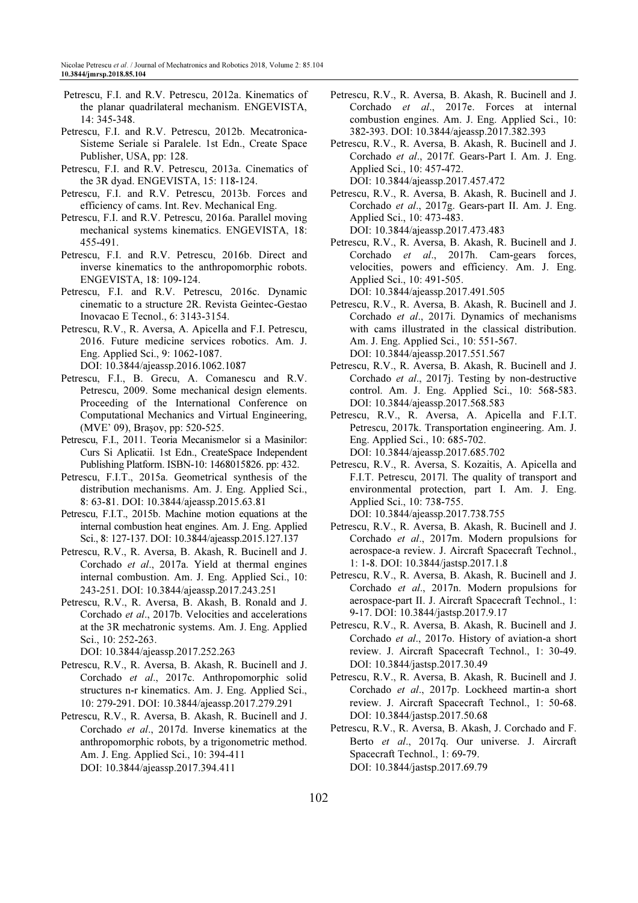Petrescu, F.I. and R.V. Petrescu, 2012a. Kinematics of the planar quadrilateral mechanism. ENGEVISTA, 14: 345-348.

Petrescu, F.I. and R.V. Petrescu, 2012b. Mecatronica-Sisteme Seriale si Paralele. 1st Edn., Create Space Publisher, USA, pp: 128.

Petrescu, F.I. and R.V. Petrescu, 2013a. Cinematics of the 3R dyad. ENGEVISTA, 15: 118-124.

Petrescu, F.I. and R.V. Petrescu, 2013b. Forces and efficiency of cams. Int. Rev. Mechanical Eng.

Petrescu, F.I. and R.V. Petrescu, 2016a. Parallel moving mechanical systems kinematics. ENGEVISTA, 18: 455-491.

Petrescu, F.I. and R.V. Petrescu, 2016b. Direct and inverse kinematics to the anthropomorphic robots. ENGEVISTA, 18: 109-124.

Petrescu, F.I. and R.V. Petrescu, 2016c. Dynamic cinematic to a structure 2R. Revista Geintec-Gestao Inovacao E Tecnol., 6: 3143-3154.

Petrescu, R.V., R. Aversa, A. Apicella and F.I. Petrescu, 2016. Future medicine services robotics. Am. J. Eng. Applied Sci., 9: 1062-1087. DOI: 10.3844/ajeassp.2016.1062.1087

Petrescu, F.I., B. Grecu, A. Comanescu and R.V. Petrescu, 2009. Some mechanical design elements. Proceeding of the International Conference on Computational Mechanics and Virtual Engineering, (MVE' 09), Brașov, pp: 520-525.

Petrescu, F.I., 2011. Teoria Mecanismelor si a Masinilor: Curs Si Aplicatii. 1st Edn., CreateSpace Independent Publishing Platform. ISBN-10: 1468015826. pp: 432.

Petrescu, F.I.T., 2015a. Geometrical synthesis of the distribution mechanisms. Am. J. Eng. Applied Sci., 8: 63-81. DOI: 10.3844/ajeassp.2015.63.81

Petrescu, F.I.T., 2015b. Machine motion equations at the internal combustion heat engines. Am. J. Eng. Applied Sci., 8: 127-137. DOI: 10.3844/ajeassp.2015.127.137

Petrescu, R.V., R. Aversa, B. Akash, R. Bucinell and J. Corchado *et al*., 2017a. Yield at thermal engines internal combustion. Am. J. Eng. Applied Sci., 10: 243-251. DOI: 10.3844/ajeassp.2017.243.251

Petrescu, R.V., R. Aversa, B. Akash, B. Ronald and J. Corchado *et al*., 2017b. Velocities and accelerations at the 3R mechatronic systems. Am. J. Eng. Applied Sci., 10: 252-263. DOI: 10.3844/ajeassp.2017.252.263

Petrescu, R.V., R. Aversa, B. Akash, R. Bucinell and J. Corchado *et al*., 2017c. Anthropomorphic solid structures n-r kinematics. Am. J. Eng. Applied Sci., 10: 279-291. DOI: 10.3844/ajeassp.2017.279.291

Petrescu, R.V., R. Aversa, B. Akash, R. Bucinell and J. Corchado *et al*., 2017d. Inverse kinematics at the anthropomorphic robots, by a trigonometric method. Am. J. Eng. Applied Sci., 10: 394-411 DOI: 10.3844/ajeassp.2017.394.411

Petrescu, R.V., R. Aversa, B. Akash, R. Bucinell and J. Corchado *et al*., 2017e. Forces at internal combustion engines. Am. J. Eng. Applied Sci., 10: 382-393. DOI: 10.3844/ajeassp.2017.382.393

Petrescu, R.V., R. Aversa, B. Akash, R. Bucinell and J. Corchado *et al*., 2017f. Gears-Part I. Am. J. Eng. Applied Sci., 10: 457-472. DOI: 10.3844/ajeassp.2017.457.472

Petrescu, R.V., R. Aversa, B. Akash, R. Bucinell and J. Corchado *et al*., 2017g. Gears-part II. Am. J. Eng. Applied Sci., 10: 473-483. DOI: 10.3844/ajeassp.2017.473.483

Petrescu, R.V., R. Aversa, B. Akash, R. Bucinell and J. Corchado *et al*., 2017h. Cam-gears forces, velocities, powers and efficiency. Am. J. Eng. Applied Sci., 10: 491-505. DOI: 10.3844/ajeassp.2017.491.505

Petrescu, R.V., R. Aversa, B. Akash, R. Bucinell and J. Corchado *et al*., 2017i. Dynamics of mechanisms with cams illustrated in the classical distribution. Am. J. Eng. Applied Sci., 10: 551-567. DOI: 10.3844/ajeassp.2017.551.567

Petrescu, R.V., R. Aversa, B. Akash, R. Bucinell and J. Corchado *et al*., 2017j. Testing by non-destructive control. Am. J. Eng. Applied Sci., 10: 568-583. DOI: 10.3844/ajeassp.2017.568.583

Petrescu, R.V., R. Aversa, A. Apicella and F.I.T. Petrescu, 2017k. Transportation engineering. Am. J. Eng. Applied Sci., 10: 685-702. DOI: 10.3844/ajeassp.2017.685.702

Petrescu, R.V., R. Aversa, S. Kozaitis, A. Apicella and F.I.T. Petrescu, 2017l. The quality of transport and environmental protection, part I. Am. J. Eng. Applied Sci., 10: 738-755. DOI: 10.3844/ajeassp.2017.738.755

Petrescu, R.V., R. Aversa, B. Akash, R. Bucinell and J. Corchado *et al*., 2017m. Modern propulsions for aerospace-a review. J. Aircraft Spacecraft Technol., 1: 1-8. DOI: 10.3844/jastsp.2017.1.8

Petrescu, R.V., R. Aversa, B. Akash, R. Bucinell and J. Corchado *et al*., 2017n. Modern propulsions for aerospace-part II. J. Aircraft Spacecraft Technol., 1: 9-17. DOI: 10.3844/jastsp.2017.9.17

Petrescu, R.V., R. Aversa, B. Akash, R. Bucinell and J. Corchado *et al*., 2017o. History of aviation-a short review. J. Aircraft Spacecraft Technol., 1: 30-49. DOI: 10.3844/jastsp.2017.30.49

Petrescu, R.V., R. Aversa, B. Akash, R. Bucinell and J. Corchado *et al*., 2017p. Lockheed martin-a short review. J. Aircraft Spacecraft Technol., 1: 50-68. DOI: 10.3844/jastsp.2017.50.68

Petrescu, R.V., R. Aversa, B. Akash, J. Corchado and F. Berto *et al*., 2017q. Our universe. J. Aircraft Spacecraft Technol., 1: 69-79. DOI: 10.3844/jastsp.2017.69.79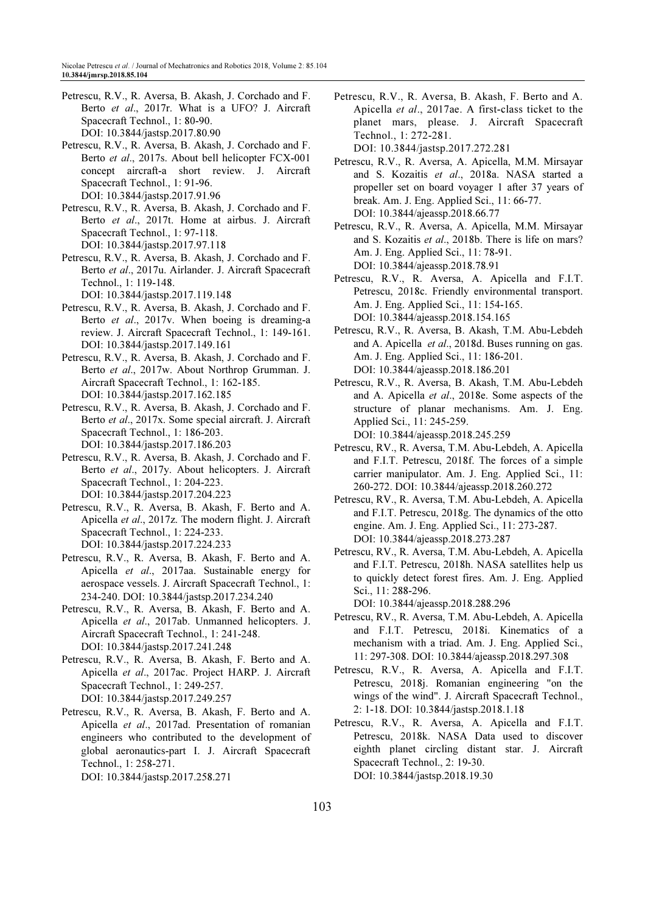Petrescu, R.V., R. Aversa, B. Akash, J. Corchado and F. Berto *et al*., 2017r. What is a UFO? J. Aircraft Spacecraft Technol., 1: 80-90. DOI: 10.3844/jastsp.2017.80.90

Petrescu, R.V., R. Aversa, B. Akash, J. Corchado and F. Berto *et al*., 2017s. About bell helicopter FCX-001 concept aircraft-a short review. J. Aircraft Spacecraft Technol., 1: 91-96. DOI: 10.3844/jastsp.2017.91.96

Petrescu, R.V., R. Aversa, B. Akash, J. Corchado and F. Berto *et al*., 2017t. Home at airbus. J. Aircraft Spacecraft Technol., 1: 97-118. DOI: 10.3844/jastsp.2017.97.118

Petrescu, R.V., R. Aversa, B. Akash, J. Corchado and F. Berto *et al*., 2017u. Airlander. J. Aircraft Spacecraft Technol., 1: 119-148. DOI: 10.3844/jastsp.2017.119.148

Petrescu, R.V., R. Aversa, B. Akash, J. Corchado and F. Berto *et al*., 2017v. When boeing is dreaming-a review. J. Aircraft Spacecraft Technol., 1: 149-161. DOI: 10.3844/jastsp.2017.149.161

Petrescu, R.V., R. Aversa, B. Akash, J. Corchado and F. Berto *et al*., 2017w. About Northrop Grumman. J. Aircraft Spacecraft Technol., 1: 162-185. DOI: 10.3844/jastsp.2017.162.185

Petrescu, R.V., R. Aversa, B. Akash, J. Corchado and F. Berto *et al*., 2017x. Some special aircraft. J. Aircraft Spacecraft Technol., 1: 186-203. DOI: 10.3844/jastsp.2017.186.203

Petrescu, R.V., R. Aversa, B. Akash, J. Corchado and F. Berto *et al*., 2017y. About helicopters. J. Aircraft Spacecraft Technol., 1: 204-223. DOI: 10.3844/jastsp.2017.204.223

Petrescu, R.V., R. Aversa, B. Akash, F. Berto and A. Apicella *et al*., 2017z. The modern flight. J. Aircraft Spacecraft Technol., 1: 224-233. DOI: 10.3844/jastsp.2017.224.233

Petrescu, R.V., R. Aversa, B. Akash, F. Berto and A. Apicella *et al*., 2017aa. Sustainable energy for aerospace vessels. J. Aircraft Spacecraft Technol., 1: 234-240. DOI: 10.3844/jastsp.2017.234.240

Petrescu, R.V., R. Aversa, B. Akash, F. Berto and A. Apicella *et al*., 2017ab. Unmanned helicopters. J. Aircraft Spacecraft Technol., 1: 241-248. DOI: 10.3844/jastsp.2017.241.248

Petrescu, R.V., R. Aversa, B. Akash, F. Berto and A. Apicella *et al*., 2017ac. Project HARP. J. Aircraft Spacecraft Technol., 1: 249-257. DOI: 10.3844/jastsp.2017.249.257

Petrescu, R.V., R. Aversa, B. Akash, F. Berto and A. Apicella *et al*., 2017ad. Presentation of romanian engineers who contributed to the development of global aeronautics-part I. J. Aircraft Spacecraft Technol., 1: 258-271. DOI: 10.3844/jastsp.2017.258.271

Petrescu, R.V., R. Aversa, B. Akash, F. Berto and A. Apicella *et al*., 2017ae. A first-class ticket to the planet mars, please. J. Aircraft Spacecraft Technol., 1: 272-281. DOI: 10.3844/jastsp.2017.272.281

Petrescu, R.V., R. Aversa, A. Apicella, M.M. Mirsayar and S. Kozaitis *et al*., 2018a. NASA started a propeller set on board voyager 1 after 37 years of break. Am. J. Eng. Applied Sci., 11: 66-77. DOI: 10.3844/ajeassp.2018.66.77

Petrescu, R.V., R. Aversa, A. Apicella, M.M. Mirsayar and S. Kozaitis *et al*., 2018b. There is life on mars? Am. J. Eng. Applied Sci., 11: 78-91. DOI: 10.3844/ajeassp.2018.78.91

Petrescu, R.V., R. Aversa, A. Apicella and F.I.T. Petrescu, 2018c. Friendly environmental transport. Am. J. Eng. Applied Sci., 11: 154-165. DOI: 10.3844/ajeassp.2018.154.165

Petrescu, R.V., R. Aversa, B. Akash, T.M. Abu-Lebdeh and A. Apicella *et al*., 2018d. Buses running on gas. Am. J. Eng. Applied Sci., 11: 186-201. DOI: 10.3844/ajeassp.2018.186.201

Petrescu, R.V., R. Aversa, B. Akash, T.M. Abu-Lebdeh and A. Apicella *et al*., 2018e. Some aspects of the structure of planar mechanisms. Am. J. Eng. Applied Sci., 11: 245-259. DOI: 10.3844/ajeassp.2018.245.259

Petrescu, RV., R. Aversa, T.M. Abu-Lebdeh, A. Apicella and F.I.T. Petrescu, 2018f. The forces of a simple carrier manipulator. Am. J. Eng. Applied Sci., 11: 260-272. DOI: 10.3844/ajeassp.2018.260.272

Petrescu, RV., R. Aversa, T.M. Abu-Lebdeh, A. Apicella and F.I.T. Petrescu, 2018g. The dynamics of the otto engine. Am. J. Eng. Applied Sci., 11: 273-287. DOI: 10.3844/ajeassp.2018.273.287

Petrescu, RV., R. Aversa, T.M. Abu-Lebdeh, A. Apicella and F.I.T. Petrescu, 2018h. NASA satellites help us to quickly detect forest fires. Am. J. Eng. Applied Sci., 11: 288-296. DOI: 10.3844/ajeassp.2018.288.296

Petrescu, RV., R. Aversa, T.M. Abu-Lebdeh, A. Apicella and F.I.T. Petrescu, 2018i. Kinematics of a mechanism with a triad. Am. J. Eng. Applied Sci., 11: 297-308. DOI: 10.3844/ajeassp.2018.297.308

Petrescu, R.V., R. Aversa, A. Apicella and F.I.T. Petrescu, 2018j. Romanian engineering "on the wings of the wind". J. Aircraft Spacecraft Technol., 2: 1-18. DOI: 10.3844/jastsp.2018.1.18

Petrescu, R.V., R. Aversa, A. Apicella and F.I.T. Petrescu, 2018k. NASA Data used to discover eighth planet circling distant star. J. Aircraft Spacecraft Technol., 2: 19-30. DOI: 10.3844/jastsp.2018.19.30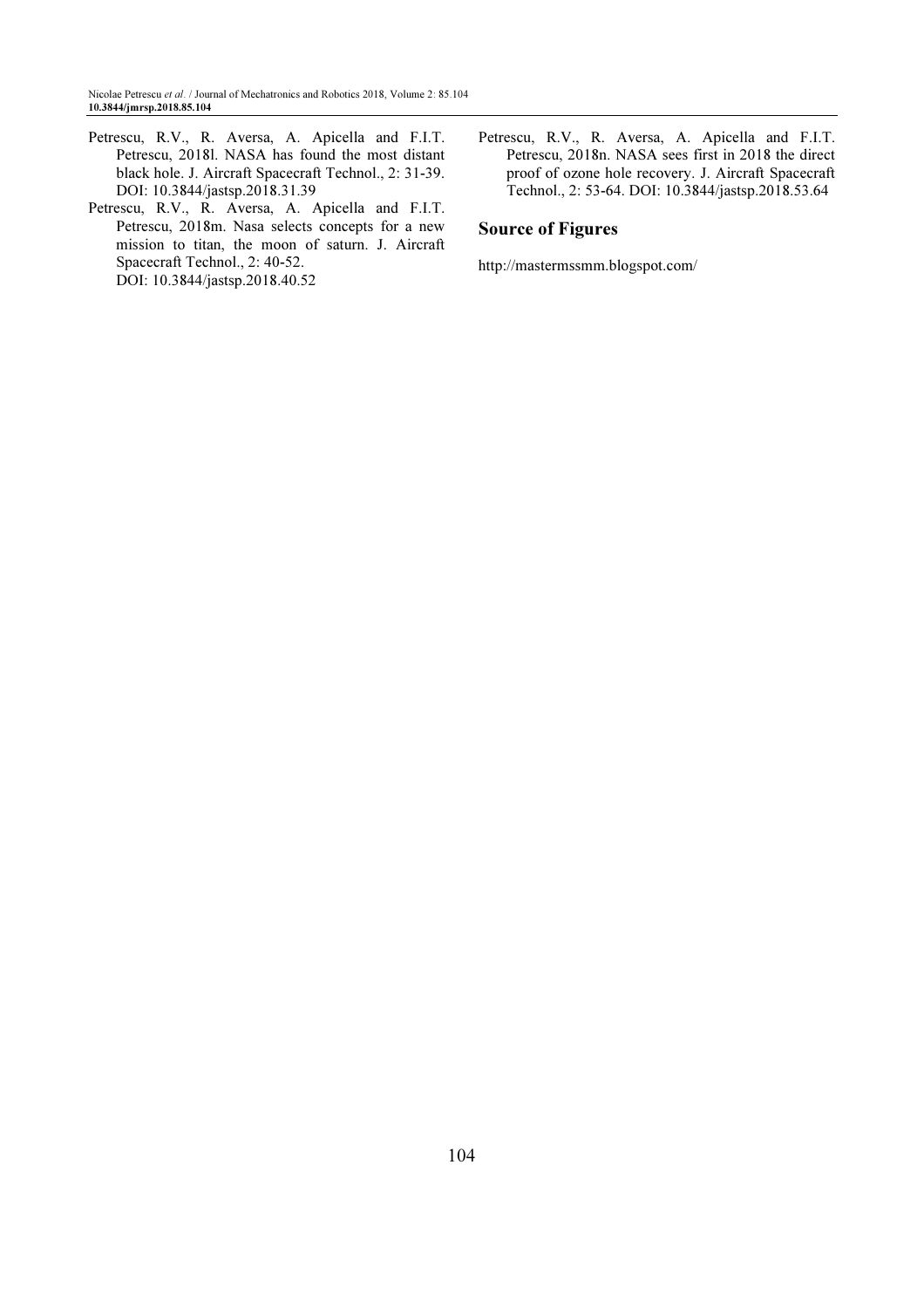Petrescu, R.V., R. Aversa, A. Apicella and F.I.T. Petrescu, 2018l. NASA has found the most distant black hole. J. Aircraft Spacecraft Technol., 2: 31-39. DOI: 10.3844/jastsp.2018.31.39

Petrescu, R.V., R. Aversa, A. Apicella and F.I.T. Petrescu, 2018m. Nasa selects concepts for a new mission to titan, the moon of saturn. J. Aircraft Spacecraft Technol., 2: 40-52. DOI: 10.3844/jastsp.2018.40.52

Petrescu, R.V., R. Aversa, A. Apicella and F.I.T. Petrescu, 2018n. NASA sees first in 2018 the direct proof of ozone hole recovery. J. Aircraft Spacecraft Technol., 2: 53-64. DOI: 10.3844/jastsp.2018.53.64

## Source of Figures

http://mastermssmm.blogspot.com/